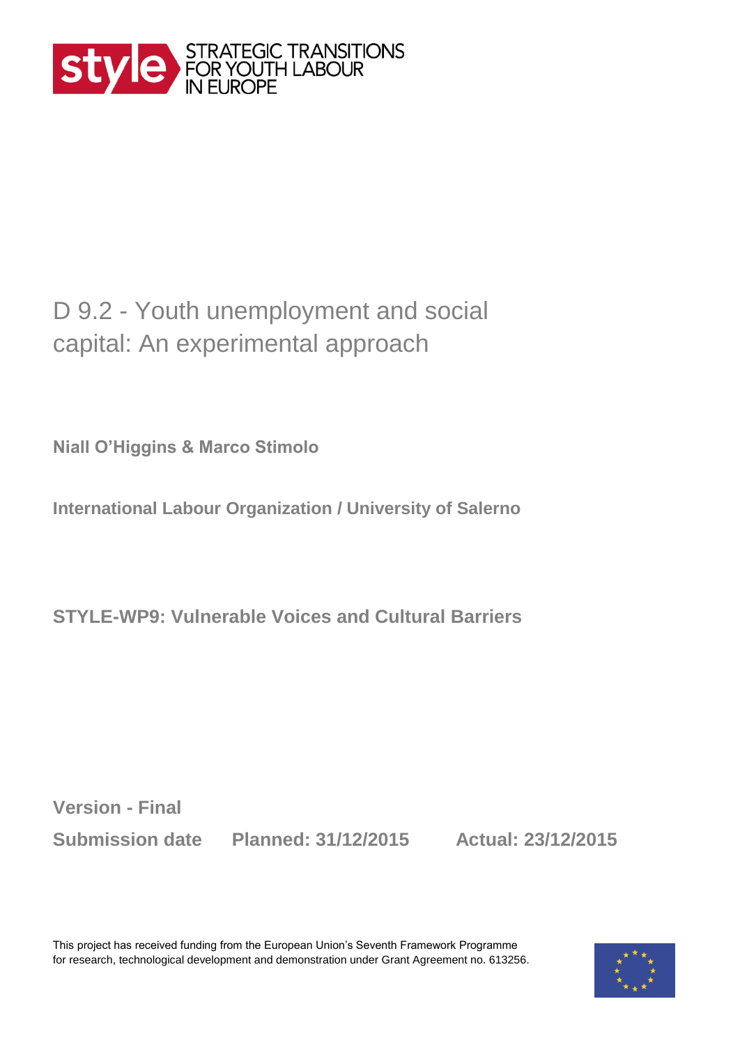STRATEGIC TRANSITIONS FOR YOUTH LABOUR IN EUROPE

# D 9.2 - Youth unemployment and social capital: An experimental approach

**Niall O'Higgins & Marco Stimolo**

**International Labour Organization / University of Salerno**

**STYLE-WP9: Vulnerable Voices and Cultural Barriers**

**Version - Final**

**Submission date Planned: 31/12/2015 Actual: 23/12/2015**

This project has received funding from the European Union's Seventh Framework Programme for research, technological development and demonstration under Grant Agreement no. 613256.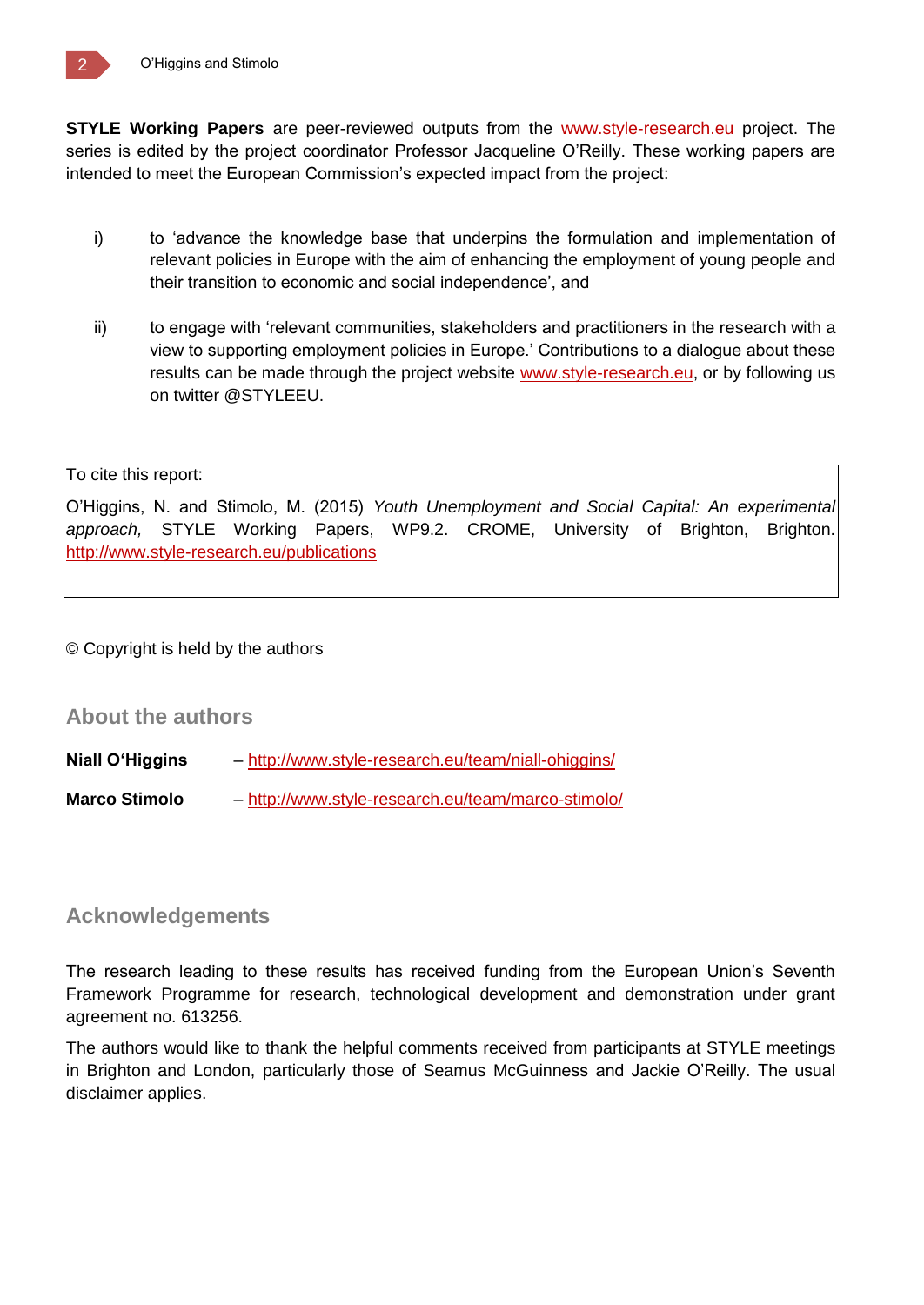**STYLE Working Papers** are peer-reviewed outputs from the www.style-research.eu project. The series is edited by the project coordinator Professor Jacqueline O'Reilly. These working papers are intended to meet the European Commission's expected impact from the project:

i) to 'advance the knowledge base that underpins the formulation and implementation of relevant policies in Europe with the aim of enhancing the employment of young people and their transition to economic and social independence', and

ii) to engage with 'relevant communities, stakeholders and practitioners in the research with a view to supporting employment policies in Europe.' Contributions to a dialogue about these results can be made through the project website www.style-research.eu, or by following us on twitter @STYLEEU.

To cite this report:

O'Higgins, N. and Stimolo, M. (2015) *Youth Unemployment and Social Capital: An experimental approach,* STYLE Working Papers, WP9.2. CROME, University of Brighton, Brighton. http://www.style-research.eu/publications

© Copyright is held by the authors

## About the authors

**Niall O'Higgins** – http://www.style-research.eu/team/niall-ohiggins/

**Marco Stimolo** – http://www.style-research.eu/team/marco-stimolo/

## Acknowledgements

The research leading to these results has received funding from the European Union's Seventh Framework Programme for research, technological development and demonstration under grant agreement no. 613256.

The authors would like to thank the helpful comments received from participants at STYLE meetings in Brighton and London, particularly those of Seamus McGuinness and Jackie O'Reilly. The usual disclaimer applies.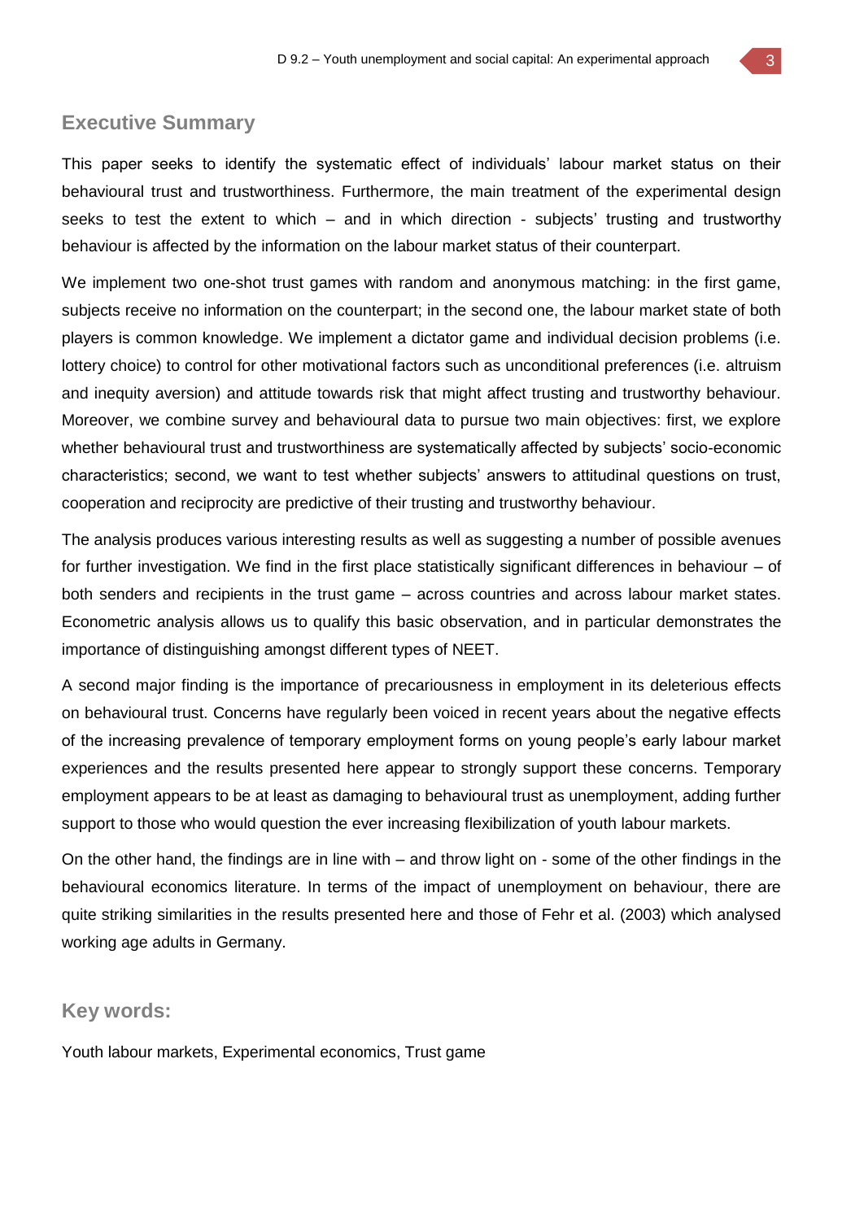## Executive Summary

This paper seeks to identify the systematic effect of individuals' labour market status on their behavioural trust and trustworthiness. Furthermore, the main treatment of the experimental design seeks to test the extent to which – and in which direction - subjects' trusting and trustworthy behaviour is affected by the information on the labour market status of their counterpart.

We implement two one-shot trust games with random and anonymous matching: in the first game, subjects receive no information on the counterpart; in the second one, the labour market state of both players is common knowledge. We implement a dictator game and individual decision problems (i.e. lottery choice) to control for other motivational factors such as unconditional preferences (i.e. altruism and inequity aversion) and attitude towards risk that might affect trusting and trustworthy behaviour. Moreover, we combine survey and behavioural data to pursue two main objectives: first, we explore whether behavioural trust and trustworthiness are systematically affected by subjects' socio-economic characteristics; second, we want to test whether subjects' answers to attitudinal questions on trust, cooperation and reciprocity are predictive of their trusting and trustworthy behaviour.

The analysis produces various interesting results as well as suggesting a number of possible avenues for further investigation. We find in the first place statistically significant differences in behaviour – of both senders and recipients in the trust game – across countries and across labour market states. Econometric analysis allows us to qualify this basic observation, and in particular demonstrates the importance of distinguishing amongst different types of NEET.

A second major finding is the importance of precariousness in employment in its deleterious effects on behavioural trust. Concerns have regularly been voiced in recent years about the negative effects of the increasing prevalence of temporary employment forms on young people's early labour market experiences and the results presented here appear to strongly support these concerns. Temporary employment appears to be at least as damaging to behavioural trust as unemployment, adding further support to those who would question the ever increasing flexibilization of youth labour markets.

On the other hand, the findings are in line with – and throw light on - some of the other findings in the behavioural economics literature. In terms of the impact of unemployment on behaviour, there are quite striking similarities in the results presented here and those of Fehr et al. (2003) which analysed working age adults in Germany.

## Key words:

Youth labour markets, Experimental economics, Trust game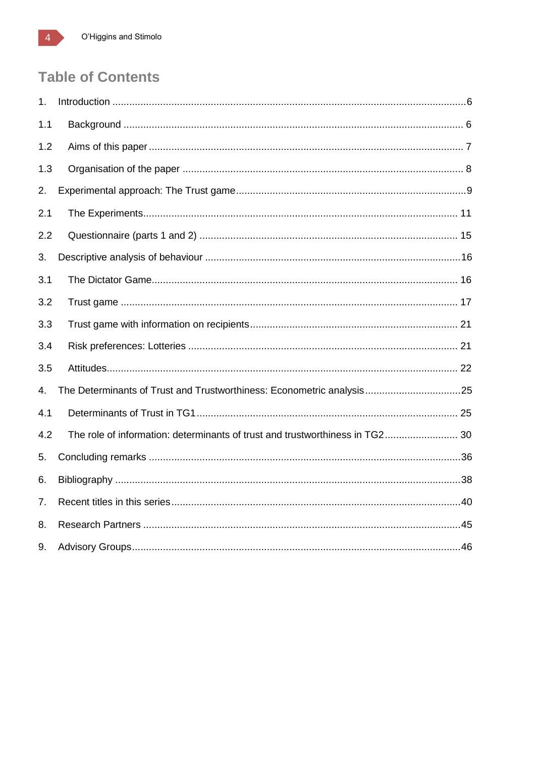# Table of Contents

1. Introduction .......................................................................................................................6
   - 1.1 Background ................................................................................................................. 6
   - 1.2 Aims of this paper ....................................................................................................... 7
   - 1.3 Organisation of the paper ............................................................................................ 8
2. Experimental approach: The Trust game.................................................................................9
   - 2.1 The Experiments........................................................................................................ 11
   - 2.2 Questionnaire (parts 1 and 2) ..................................................................................... 15
3. Descriptive analysis of behaviour ........................................................................................16
   - 3.1 The Dictator Game..................................................................................................... 16
   - 3.2 Trust game ................................................................................................................ 17
   - 3.3 Trust game with information on recipients.................................................................. 21
   - 3.4 Risk preferences: Lotteries ......................................................................................... 21
   - 3.5 Attitudes.................................................................................................................... 22
4. The Determinants of Trust and Trustworthiness: Econometric analysis..................................25
   - 4.1 Determinants of Trust in TG1...................................................................................... 25
   - 4.2 The role of information: determinants of trust and trustworthiness in TG2.................... 30
5. Concluding remarks ...........................................................................................................36
6. Bibliography .......................................................................................................................38
7. Recent titles in this series....................................................................................................40
8. Research Partners ..............................................................................................................45
9. Advisory Groups..................................................................................................................46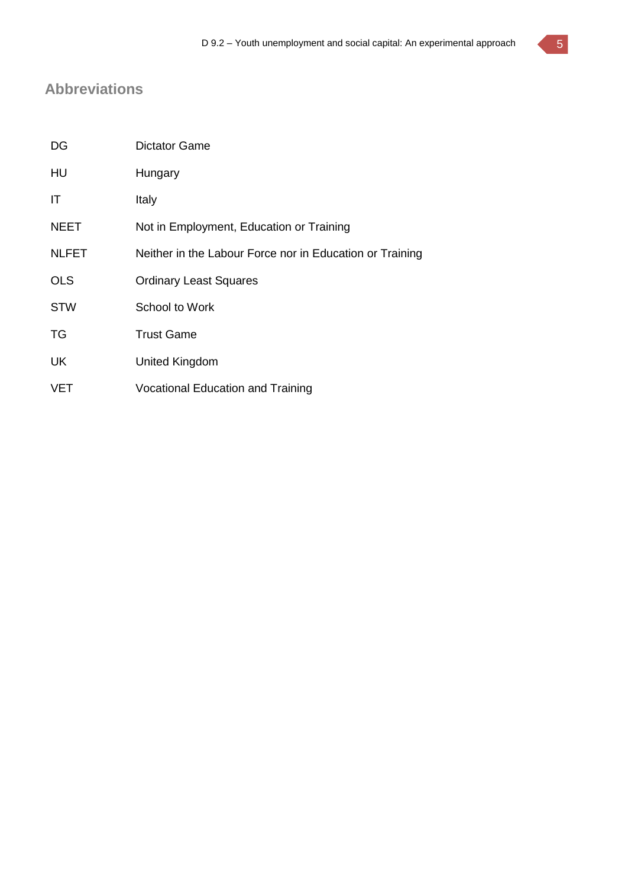## Abbreviations

| | |
|---|---|
| DG | Dictator Game |
| HU | Hungary |
| IT | Italy |
| NEET | Not in Employment, Education or Training |
| NLFET | Neither in the Labour Force nor in Education or Training |
| OLS | Ordinary Least Squares |
| STW | School to Work |
| TG | Trust Game |
| UK | United Kingdom |
| VET | Vocational Education and Training |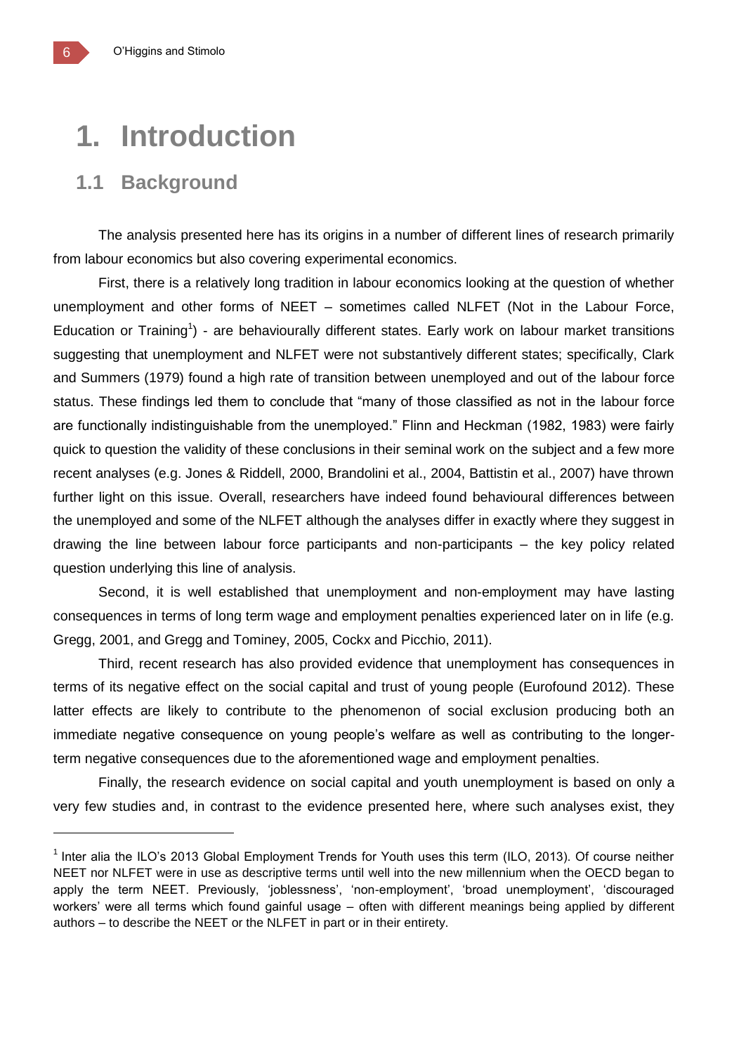# 1. Introduction

## 1.1 Background

The analysis presented here has its origins in a number of different lines of research primarily from labour economics but also covering experimental economics.

First, there is a relatively long tradition in labour economics looking at the question of whether unemployment and other forms of NEET – sometimes called NLFET (Not in the Labour Force, Education or Training[1]) - are behaviourally different states. Early work on labour market transitions suggesting that unemployment and NLFET were not substantively different states; specifically, Clark and Summers (1979) found a high rate of transition between unemployed and out of the labour force status. These findings led them to conclude that “many of those classified as not in the labour force are functionally indistinguishable from the unemployed.” Flinn and Heckman (1982, 1983) were fairly quick to question the validity of these conclusions in their seminal work on the subject and a few more recent analyses (e.g. Jones & Riddell, 2000, Brandolini et al., 2004, Battistin et al., 2007) have thrown further light on this issue. Overall, researchers have indeed found behavioural differences between the unemployed and some of the NLFET although the analyses differ in exactly where they suggest in drawing the line between labour force participants and non-participants – the key policy related question underlying this line of analysis.

Second, it is well established that unemployment and non-employment may have lasting consequences in terms of long term wage and employment penalties experienced later on in life (e.g. Gregg, 2001, and Gregg and Tominey, 2005, Cockx and Picchio, 2011).

Third, recent research has also provided evidence that unemployment has consequences in terms of its negative effect on the social capital and trust of young people (Eurofound 2012). These latter effects are likely to contribute to the phenomenon of social exclusion producing both an immediate negative consequence on young people’s welfare as well as contributing to the longer-term negative consequences due to the aforementioned wage and employment penalties.

Finally, the research evidence on social capital and youth unemployment is based on only a very few studies and, in contrast to the evidence presented here, where such analyses exist, they

[1] Inter alia the ILO’s 2013 Global Employment Trends for Youth uses this term (ILO, 2013). Of course neither NEET nor NLFET were in use as descriptive terms until well into the new millennium when the OECD began to apply the term NEET. Previously, ‘joblessness’, ‘non-employment’, ‘broad unemployment’, ‘discouraged workers’ were all terms which found gainful usage – often with different meanings being applied by different authors – to describe the NEET or the NLFET in part or in their entirety.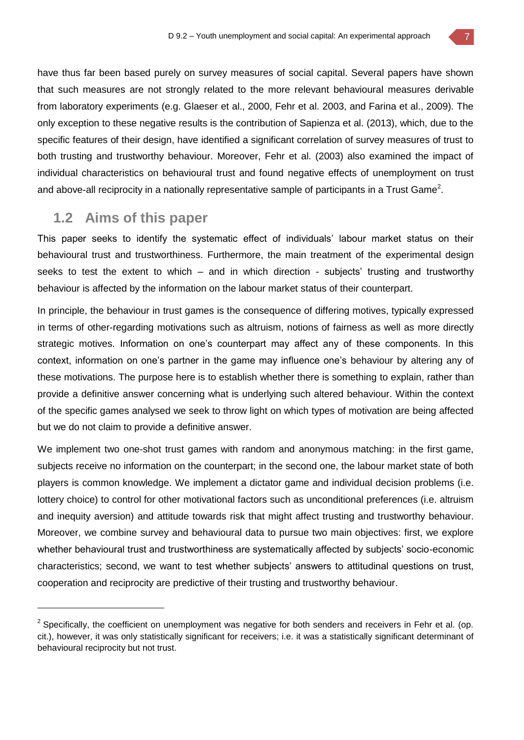have thus far been based purely on survey measures of social capital. Several papers have shown that such measures are not strongly related to the more relevant behavioural measures derivable from laboratory experiments (e.g. Glaeser et al., 2000, Fehr et al. 2003, and Farina et al., 2009). The only exception to these negative results is the contribution of Sapienza et al. (2013), which, due to the specific features of their design, have identified a significant correlation of survey measures of trust to both trusting and trustworthy behaviour. Moreover, Fehr et al. (2003) also examined the impact of individual characteristics on behavioural trust and found negative effects of unemployment on trust and above-all reciprocity in a nationally representative sample of participants in a Trust Game[2].

## 1.2 Aims of this paper

This paper seeks to identify the systematic effect of individuals' labour market status on their behavioural trust and trustworthiness. Furthermore, the main treatment of the experimental design seeks to test the extent to which – and in which direction - subjects' trusting and trustworthy behaviour is affected by the information on the labour market status of their counterpart.

In principle, the behaviour in trust games is the consequence of differing motives, typically expressed in terms of other-regarding motivations such as altruism, notions of fairness as well as more directly strategic motives. Information on one's counterpart may affect any of these components. In this context, information on one's partner in the game may influence one's behaviour by altering any of these motivations. The purpose here is to establish whether there is something to explain, rather than provide a definitive answer concerning what is underlying such altered behaviour. Within the context of the specific games analysed we seek to throw light on which types of motivation are being affected but we do not claim to provide a definitive answer.

We implement two one-shot trust games with random and anonymous matching: in the first game, subjects receive no information on the counterpart; in the second one, the labour market state of both players is common knowledge. We implement a dictator game and individual decision problems (i.e. lottery choice) to control for other motivational factors such as unconditional preferences (i.e. altruism and inequity aversion) and attitude towards risk that might affect trusting and trustworthy behaviour. Moreover, we combine survey and behavioural data to pursue two main objectives: first, we explore whether behavioural trust and trustworthiness are systematically affected by subjects' socio-economic characteristics; second, we want to test whether subjects' answers to attitudinal questions on trust, cooperation and reciprocity are predictive of their trusting and trustworthy behaviour.

---

[2] Specifically, the coefficient on unemployment was negative for both senders and receivers in Fehr et al. (op. cit.), however, it was only statistically significant for receivers; i.e. it was a statistically significant determinant of behavioural reciprocity but not trust.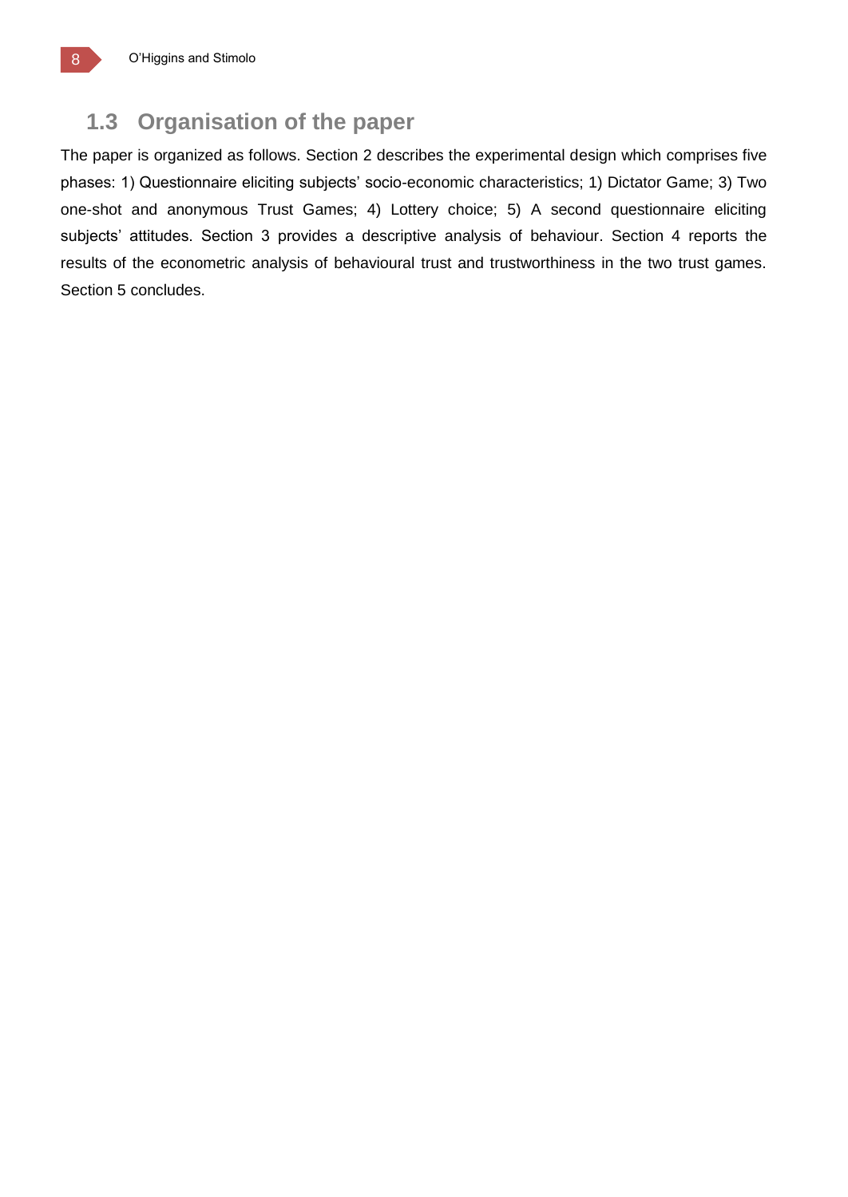## 1.3 Organisation of the paper

The paper is organized as follows. Section 2 describes the experimental design which comprises five phases: 1) Questionnaire eliciting subjects' socio-economic characteristics; 1) Dictator Game; 3) Two one-shot and anonymous Trust Games; 4) Lottery choice; 5) A second questionnaire eliciting subjects' attitudes. Section 3 provides a descriptive analysis of behaviour. Section 4 reports the results of the econometric analysis of behavioural trust and trustworthiness in the two trust games. Section 5 concludes.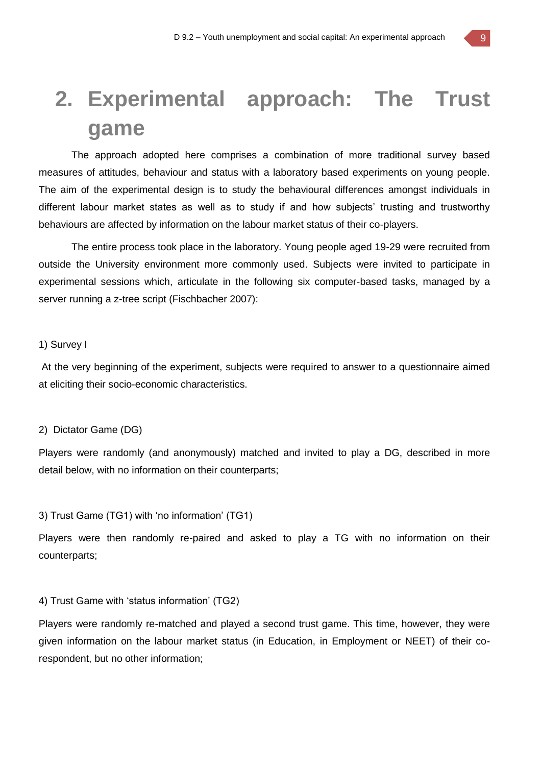# 2. Experimental approach: The Trust game

The approach adopted here comprises a combination of more traditional survey based measures of attitudes, behaviour and status with a laboratory based experiments on young people. The aim of the experimental design is to study the behavioural differences amongst individuals in different labour market states as well as to study if and how subjects' trusting and trustworthy behaviours are affected by information on the labour market status of their co-players.

The entire process took place in the laboratory. Young people aged 19-29 were recruited from outside the University environment more commonly used. Subjects were invited to participate in experimental sessions which, articulate in the following six computer-based tasks, managed by a server running a z-tree script (Fischbacher 2007):

1) Survey I

At the very beginning of the experiment, subjects were required to answer to a questionnaire aimed at eliciting their socio-economic characteristics.

2) Dictator Game (DG)

Players were randomly (and anonymously) matched and invited to play a DG, described in more detail below, with no information on their counterparts;

3) Trust Game (TG1) with 'no information' (TG1)

Players were then randomly re-paired and asked to play a TG with no information on their counterparts;

4) Trust Game with 'status information' (TG2)

Players were randomly re-matched and played a second trust game. This time, however, they were given information on the labour market status (in Education, in Employment or NEET) of their co-respondent, but no other information;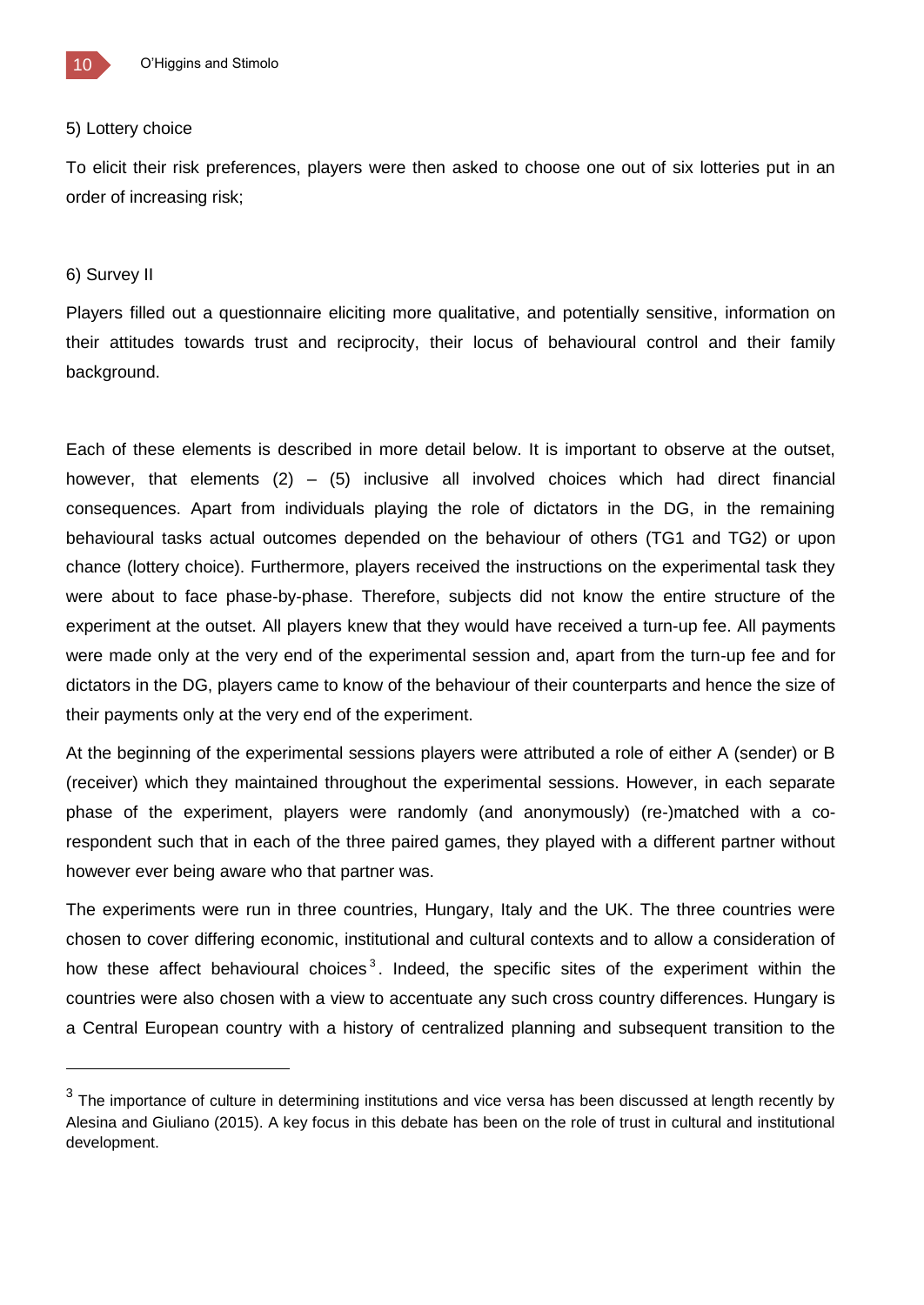5) Lottery choice

To elicit their risk preferences, players were then asked to choose one out of six lotteries put in an order of increasing risk;

6) Survey II

Players filled out a questionnaire eliciting more qualitative, and potentially sensitive, information on their attitudes towards trust and reciprocity, their locus of behavioural control and their family background.

Each of these elements is described in more detail below. It is important to observe at the outset, however, that elements (2) – (5) inclusive all involved choices which had direct financial consequences. Apart from individuals playing the role of dictators in the DG, in the remaining behavioural tasks actual outcomes depended on the behaviour of others (TG1 and TG2) or upon chance (lottery choice). Furthermore, players received the instructions on the experimental task they were about to face phase-by-phase. Therefore, subjects did not know the entire structure of the experiment at the outset. All players knew that they would have received a turn-up fee. All payments were made only at the very end of the experimental session and, apart from the turn-up fee and for dictators in the DG, players came to know of the behaviour of their counterparts and hence the size of their payments only at the very end of the experiment.

At the beginning of the experimental sessions players were attributed a role of either A (sender) or B (receiver) which they maintained throughout the experimental sessions. However, in each separate phase of the experiment, players were randomly (and anonymously) (re-)matched with a co-respondent such that in each of the three paired games, they played with a different partner without however ever being aware who that partner was.

The experiments were run in three countries, Hungary, Italy and the UK. The three countries were chosen to cover differing economic, institutional and cultural contexts and to allow a consideration of how these affect behavioural choices[3]. Indeed, the specific sites of the experiment within the countries were also chosen with a view to accentuate any such cross country differences. Hungary is a Central European country with a history of centralized planning and subsequent transition to the

[3] The importance of culture in determining institutions and vice versa has been discussed at length recently by Alesina and Giuliano (2015). A key focus in this debate has been on the role of trust in cultural and institutional development.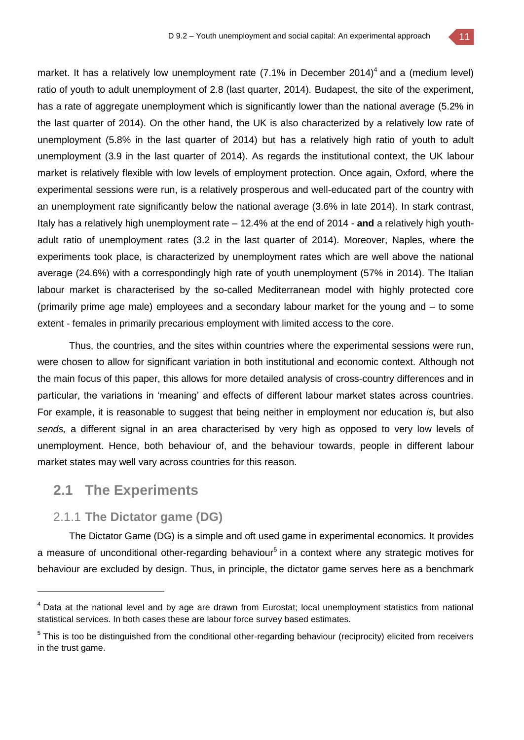market. It has a relatively low unemployment rate (7.1% in December 2014)[4] and a (medium level) ratio of youth to adult unemployment of 2.8 (last quarter, 2014). Budapest, the site of the experiment, has a rate of aggregate unemployment which is significantly lower than the national average (5.2% in the last quarter of 2014). On the other hand, the UK is also characterized by a relatively low rate of unemployment (5.8% in the last quarter of 2014) but has a relatively high ratio of youth to adult unemployment (3.9 in the last quarter of 2014). As regards the institutional context, the UK labour market is relatively flexible with low levels of employment protection. Once again, Oxford, where the experimental sessions were run, is a relatively prosperous and well-educated part of the country with an unemployment rate significantly below the national average (3.6% in late 2014). In stark contrast, Italy has a relatively high unemployment rate – 12.4% at the end of 2014 - **and** a relatively high youth-adult ratio of unemployment rates (3.2 in the last quarter of 2014). Moreover, Naples, where the experiments took place, is characterized by unemployment rates which are well above the national average (24.6%) with a correspondingly high rate of youth unemployment (57% in 2014). The Italian labour market is characterised by the so-called Mediterranean model with highly protected core (primarily prime age male) employees and a secondary labour market for the young and – to some extent - females in primarily precarious employment with limited access to the core.

Thus, the countries, and the sites within countries where the experimental sessions were run, were chosen to allow for significant variation in both institutional and economic context. Although not the main focus of this paper, this allows for more detailed analysis of cross-country differences and in particular, the variations in 'meaning' and effects of different labour market states across countries. For example, it is reasonable to suggest that being neither in employment nor education *is*, but also *sends,* a different signal in an area characterised by very high as opposed to very low levels of unemployment. Hence, both behaviour of, and the behaviour towards, people in different labour market states may well vary across countries for this reason.

## 2.1 The Experiments

### 2.1.1 The Dictator game (DG)

The Dictator Game (DG) is a simple and oft used game in experimental economics. It provides a measure of unconditional other-regarding behaviour[5] in a context where any strategic motives for behaviour are excluded by design. Thus, in principle, the dictator game serves here as a benchmark

---

[4] Data at the national level and by age are drawn from Eurostat; local unemployment statistics from national statistical services. In both cases these are labour force survey based estimates.

[5] This is too be distinguished from the conditional other-regarding behaviour (reciprocity) elicited from receivers in the trust game.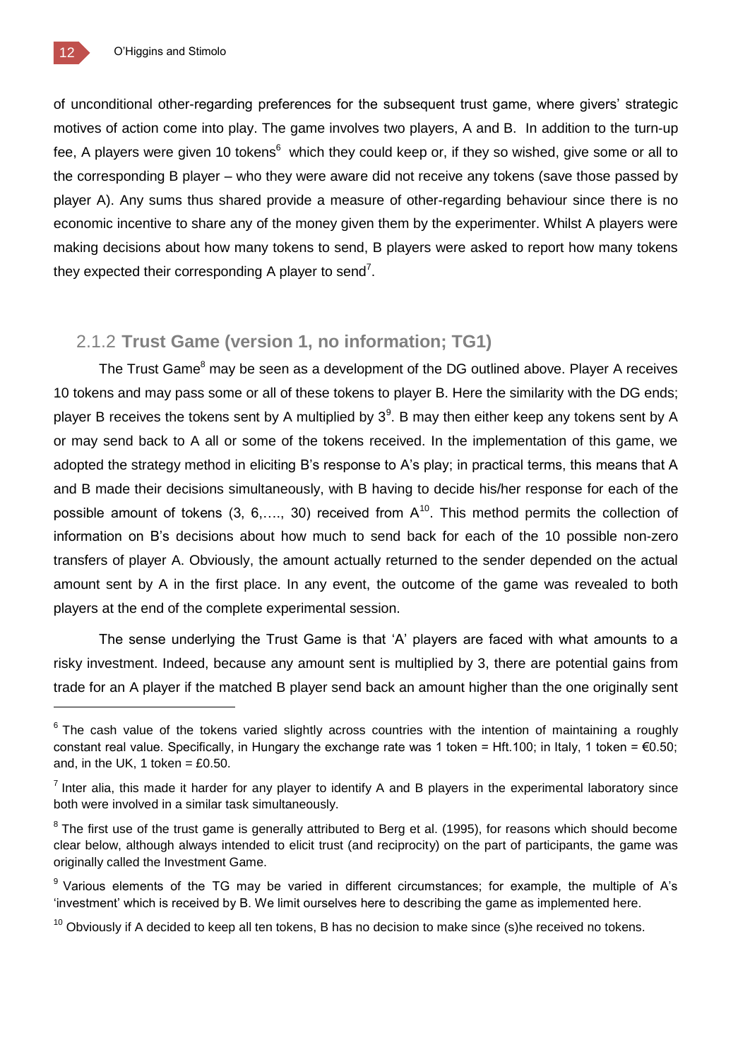of unconditional other-regarding preferences for the subsequent trust game, where givers' strategic motives of action come into play. The game involves two players, A and B. In addition to the turn-up fee, A players were given 10 tokens[6] which they could keep or, if they so wished, give some or all to the corresponding B player – who they were aware did not receive any tokens (save those passed by player A). Any sums thus shared provide a measure of other-regarding behaviour since there is no economic incentive to share any of the money given them by the experimenter. Whilst A players were making decisions about how many tokens to send, B players were asked to report how many tokens they expected their corresponding A player to send[7].

### 2.1.2 **Trust Game (version 1, no information; TG1)**

The Trust Game[8] may be seen as a development of the DG outlined above. Player A receives 10 tokens and may pass some or all of these tokens to player B. Here the similarity with the DG ends; player B receives the tokens sent by A multiplied by 3[9]. B may then either keep any tokens sent by A or may send back to A all or some of the tokens received. In the implementation of this game, we adopted the strategy method in eliciting B's response to A's play; in practical terms, this means that A and B made their decisions simultaneously, with B having to decide his/her response for each of the possible amount of tokens (3, 6,…., 30) received from A[10]. This method permits the collection of information on B's decisions about how much to send back for each of the 10 possible non-zero transfers of player A. Obviously, the amount actually returned to the sender depended on the actual amount sent by A in the first place. In any event, the outcome of the game was revealed to both players at the end of the complete experimental session.

The sense underlying the Trust Game is that 'A' players are faced with what amounts to a risky investment. Indeed, because any amount sent is multiplied by 3, there are potential gains from trade for an A player if the matched B player send back an amount higher than the one originally sent

---

[6] The cash value of the tokens varied slightly across countries with the intention of maintaining a roughly constant real value. Specifically, in Hungary the exchange rate was 1 token = Hft.100; in Italy, 1 token = €0.50; and, in the UK, 1 token = £0.50.

[7] Inter alia, this made it harder for any player to identify A and B players in the experimental laboratory since both were involved in a similar task simultaneously.

[8] The first use of the trust game is generally attributed to Berg et al. (1995), for reasons which should become clear below, although always intended to elicit trust (and reciprocity) on the part of participants, the game was originally called the Investment Game.

[9] Various elements of the TG may be varied in different circumstances; for example, the multiple of A's 'investment' which is received by B. We limit ourselves here to describing the game as implemented here.

[10] Obviously if A decided to keep all ten tokens, B has no decision to make since (s)he received no tokens.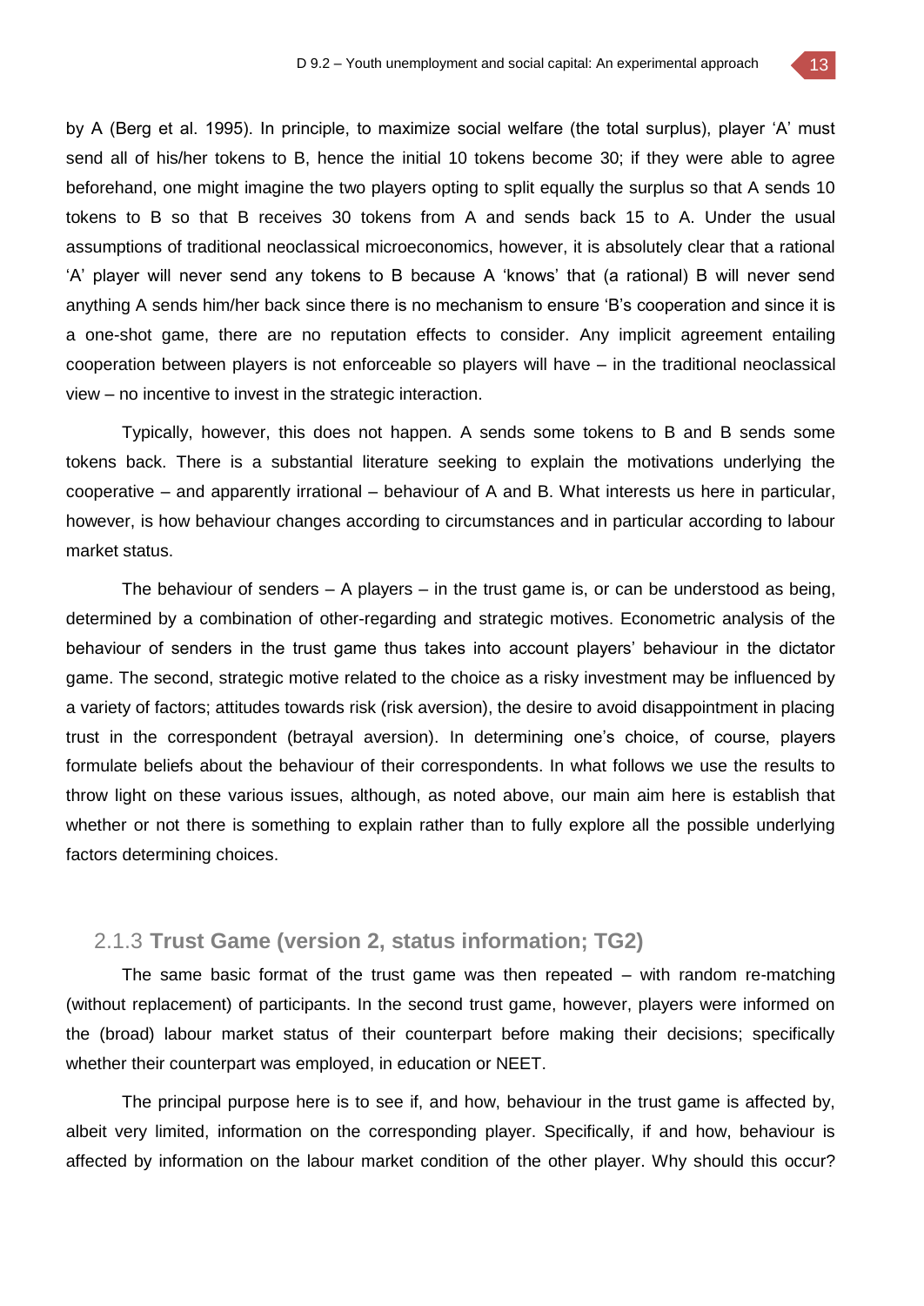by A (Berg et al. 1995). In principle, to maximize social welfare (the total surplus), player 'A' must send all of his/her tokens to B, hence the initial 10 tokens become 30; if they were able to agree beforehand, one might imagine the two players opting to split equally the surplus so that A sends 10 tokens to B so that B receives 30 tokens from A and sends back 15 to A. Under the usual assumptions of traditional neoclassical microeconomics, however, it is absolutely clear that a rational 'A' player will never send any tokens to B because A 'knows' that (a rational) B will never send anything A sends him/her back since there is no mechanism to ensure 'B's cooperation and since it is a one-shot game, there are no reputation effects to consider. Any implicit agreement entailing cooperation between players is not enforceable so players will have – in the traditional neoclassical view – no incentive to invest in the strategic interaction.

Typically, however, this does not happen. A sends some tokens to B and B sends some tokens back. There is a substantial literature seeking to explain the motivations underlying the cooperative – and apparently irrational – behaviour of A and B. What interests us here in particular, however, is how behaviour changes according to circumstances and in particular according to labour market status.

The behaviour of senders – A players – in the trust game is, or can be understood as being, determined by a combination of other-regarding and strategic motives. Econometric analysis of the behaviour of senders in the trust game thus takes into account players' behaviour in the dictator game. The second, strategic motive related to the choice as a risky investment may be influenced by a variety of factors; attitudes towards risk (risk aversion), the desire to avoid disappointment in placing trust in the correspondent (betrayal aversion). In determining one's choice, of course, players formulate beliefs about the behaviour of their correspondents. In what follows we use the results to throw light on these various issues, although, as noted above, our main aim here is establish that whether or not there is something to explain rather than to fully explore all the possible underlying factors determining choices.

### 2.1.3 **Trust Game (version 2, status information; TG2)**

The same basic format of the trust game was then repeated – with random re-matching (without replacement) of participants. In the second trust game, however, players were informed on the (broad) labour market status of their counterpart before making their decisions; specifically whether their counterpart was employed, in education or NEET.

The principal purpose here is to see if, and how, behaviour in the trust game is affected by, albeit very limited, information on the corresponding player. Specifically, if and how, behaviour is affected by information on the labour market condition of the other player. Why should this occur?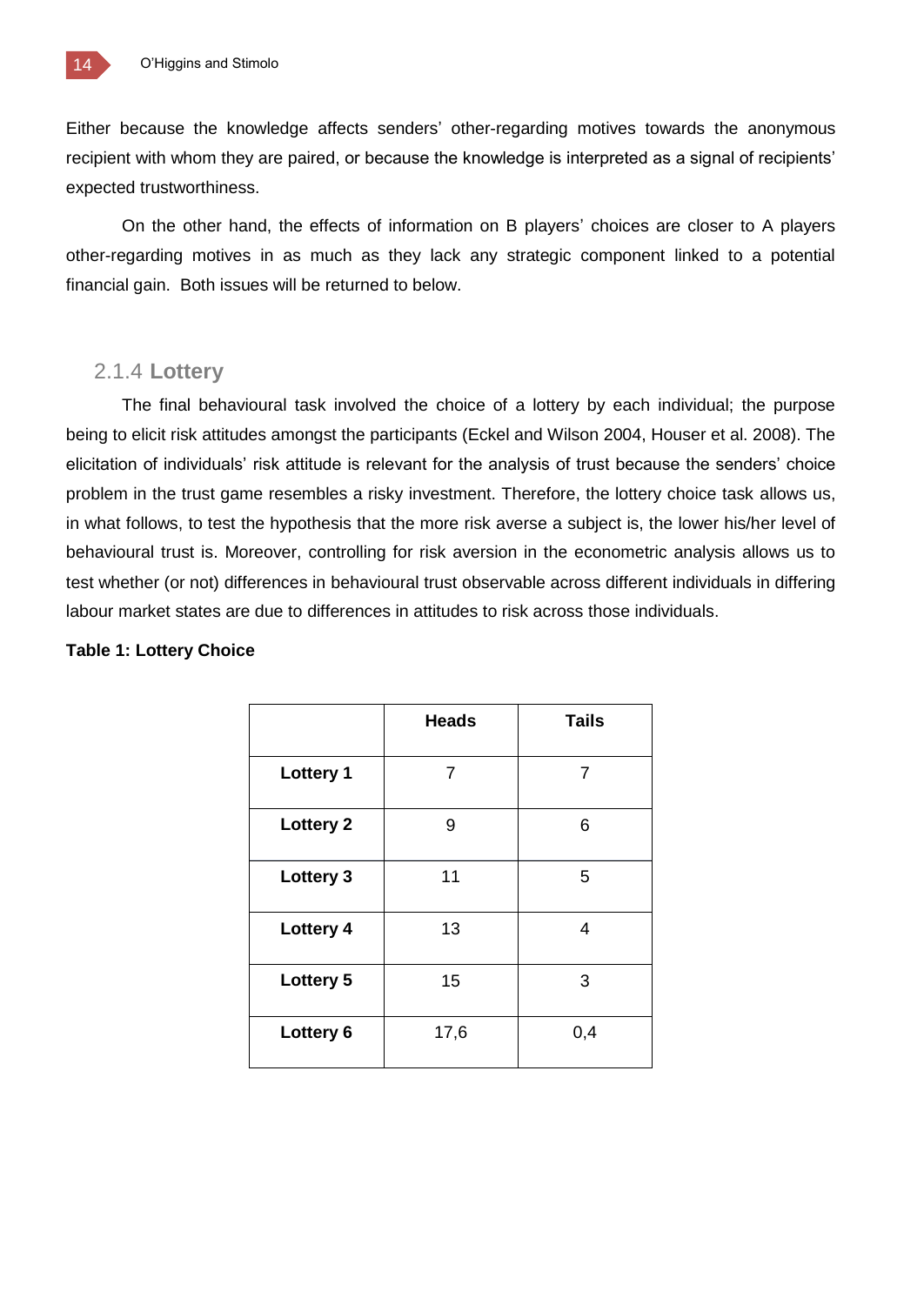Either because the knowledge affects senders' other-regarding motives towards the anonymous recipient with whom they are paired, or because the knowledge is interpreted as a signal of recipients' expected trustworthiness.

On the other hand, the effects of information on B players' choices are closer to A players other-regarding motives in as much as they lack any strategic component linked to a potential financial gain. Both issues will be returned to below.

### 2.1.4 Lottery

The final behavioural task involved the choice of a lottery by each individual; the purpose being to elicit risk attitudes amongst the participants (Eckel and Wilson 2004, Houser et al. 2008). The elicitation of individuals' risk attitude is relevant for the analysis of trust because the senders' choice problem in the trust game resembles a risky investment. Therefore, the lottery choice task allows us, in what follows, to test the hypothesis that the more risk averse a subject is, the lower his/her level of behavioural trust is. Moreover, controlling for risk aversion in the econometric analysis allows us to test whether (or not) differences in behavioural trust observable across different individuals in differing labour market states are due to differences in attitudes to risk across those individuals.

**Table 1: Lottery Choice**

| | Heads | Tails |
|---|---|---|
| **Lottery 1** | 7 | 7 |
| **Lottery 2** | 9 | 6 |
| **Lottery 3** | 11 | 5 |
| **Lottery 4** | 13 | 4 |
| **Lottery 5** | 15 | 3 |
| **Lottery 6** | 17,6 | 0,4 |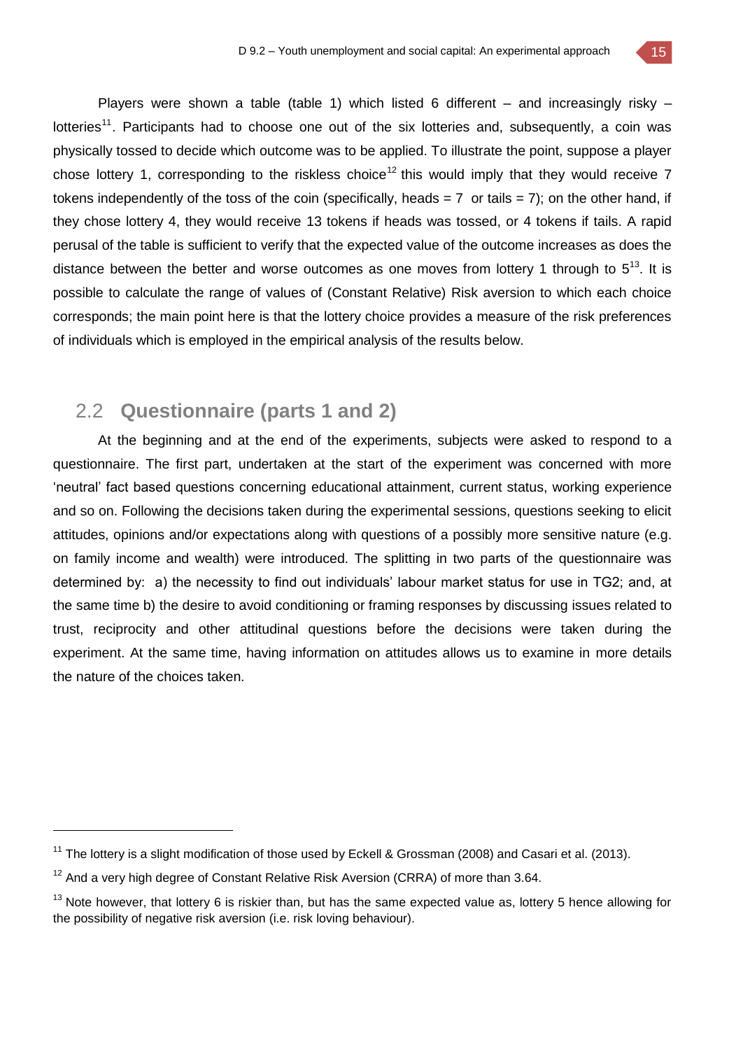Players were shown a table (table 1) which listed 6 different – and increasingly risky – lotteries[11]. Participants had to choose one out of the six lotteries and, subsequently, a coin was physically tossed to decide which outcome was to be applied. To illustrate the point, suppose a player chose lottery 1, corresponding to the riskless choice[12] this would imply that they would receive 7 tokens independently of the toss of the coin (specifically, heads = 7 or tails = 7); on the other hand, if they chose lottery 4, they would receive 13 tokens if heads was tossed, or 4 tokens if tails. A rapid perusal of the table is sufficient to verify that the expected value of the outcome increases as does the distance between the better and worse outcomes as one moves from lottery 1 through to 5[13]. It is possible to calculate the range of values of (Constant Relative) Risk aversion to which each choice corresponds; the main point here is that the lottery choice provides a measure of the risk preferences of individuals which is employed in the empirical analysis of the results below.

## 2.2 Questionnaire (parts 1 and 2)

At the beginning and at the end of the experiments, subjects were asked to respond to a questionnaire. The first part, undertaken at the start of the experiment was concerned with more 'neutral' fact based questions concerning educational attainment, current status, working experience and so on. Following the decisions taken during the experimental sessions, questions seeking to elicit attitudes, opinions and/or expectations along with questions of a possibly more sensitive nature (e.g. on family income and wealth) were introduced. The splitting in two parts of the questionnaire was determined by: a) the necessity to find out individuals' labour market status for use in TG2; and, at the same time b) the desire to avoid conditioning or framing responses by discussing issues related to trust, reciprocity and other attitudinal questions before the decisions were taken during the experiment. At the same time, having information on attitudes allows us to examine in more details the nature of the choices taken.

---

[11] The lottery is a slight modification of those used by Eckell & Grossman (2008) and Casari et al. (2013).

[12] And a very high degree of Constant Relative Risk Aversion (CRRA) of more than 3.64.

[13] Note however, that lottery 6 is riskier than, but has the same expected value as, lottery 5 hence allowing for the possibility of negative risk aversion (i.e. risk loving behaviour).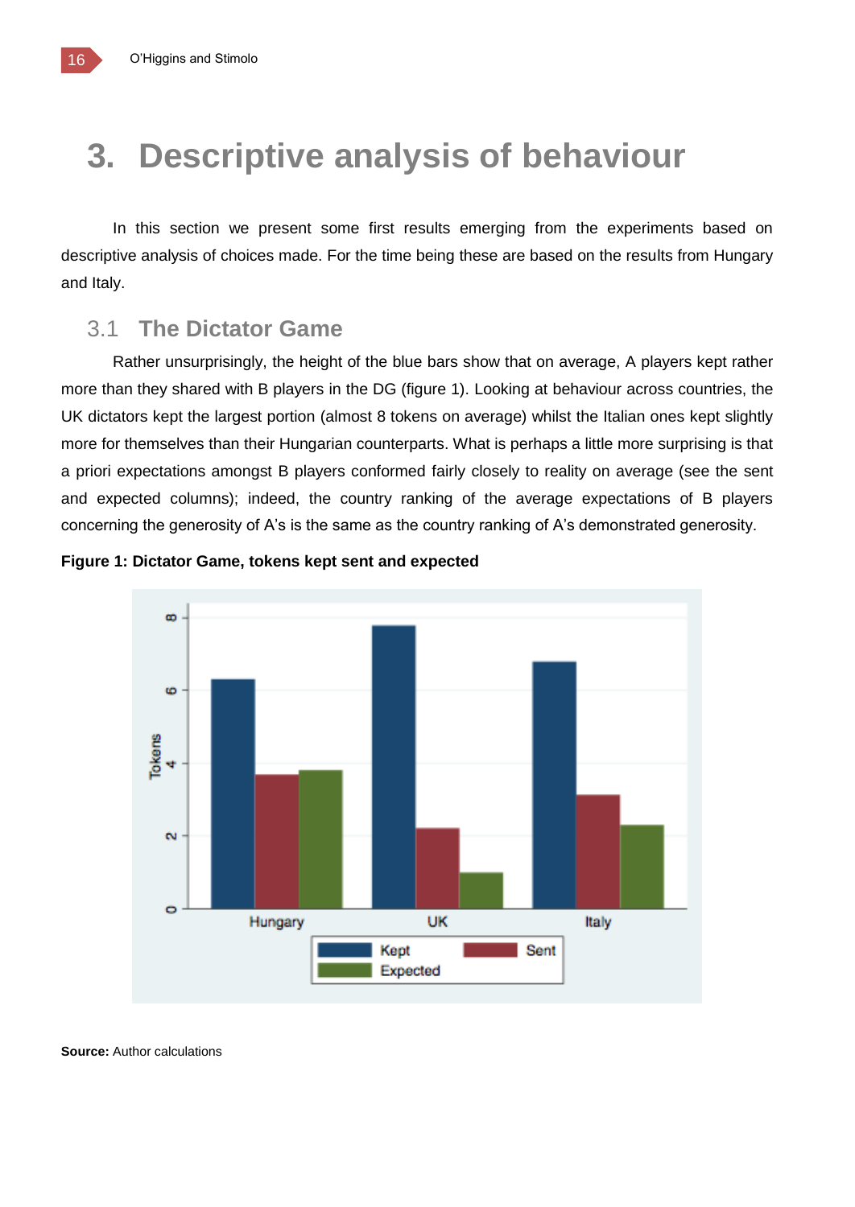# 3. Descriptive analysis of behaviour

In this section we present some first results emerging from the experiments based on descriptive analysis of choices made. For the time being these are based on the results from Hungary and Italy.

## 3.1 The Dictator Game

Rather unsurprisingly, the height of the blue bars show that on average, A players kept rather more than they shared with B players in the DG (figure 1). Looking at behaviour across countries, the UK dictators kept the largest portion (almost 8 tokens on average) whilst the Italian ones kept slightly more for themselves than their Hungarian counterparts. What is perhaps a little more surprising is that a priori expectations amongst B players conformed fairly closely to reality on average (see the sent and expected columns); indeed, the country ranking of the average expectations of B players concerning the generosity of A's is the same as the country ranking of A's demonstrated generosity.

**Figure 1: Dictator Game, tokens kept sent and expected**

**Source:** Author calculations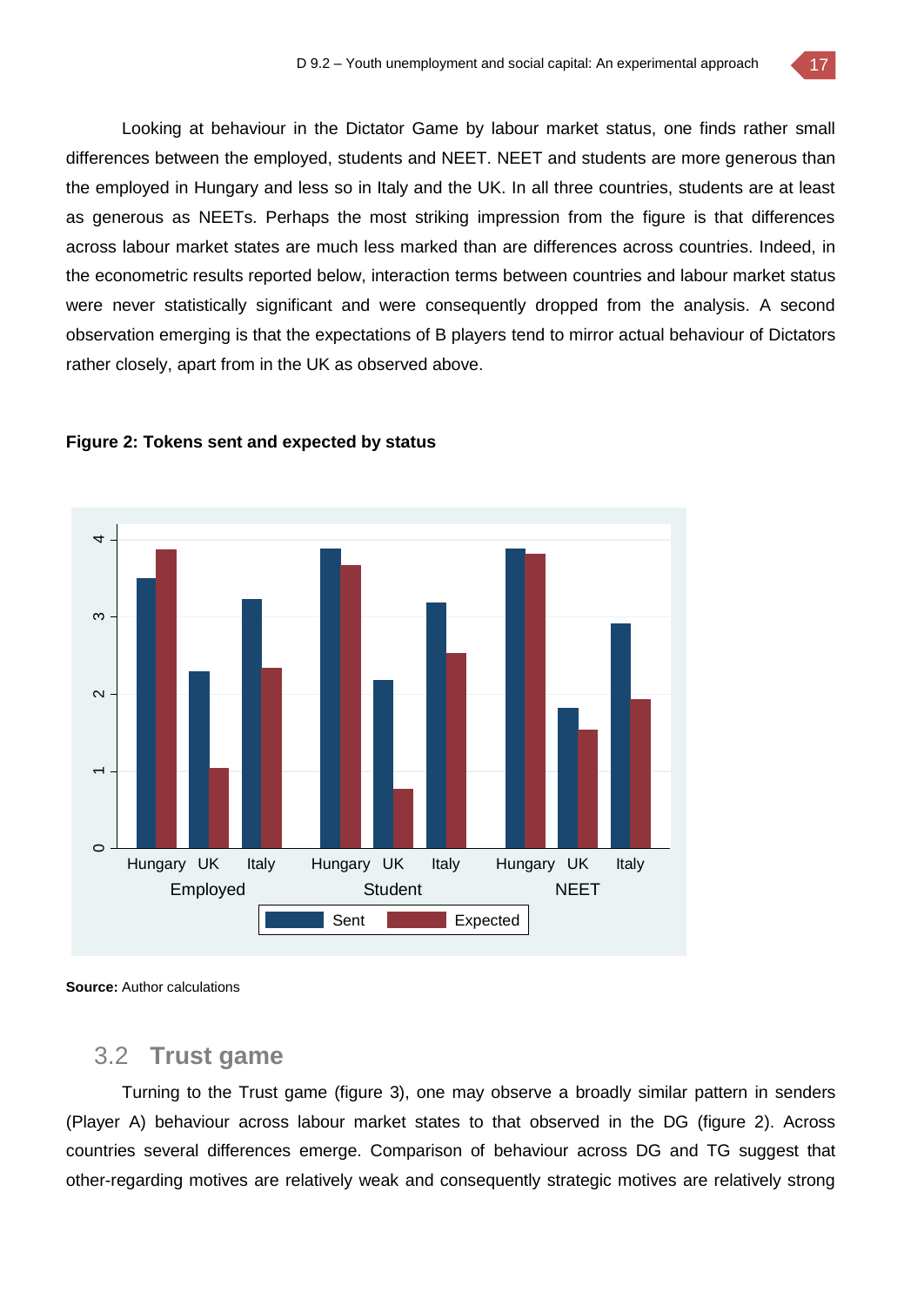Looking at behaviour in the Dictator Game by labour market status, one finds rather small differences between the employed, students and NEET. NEET and students are more generous than the employed in Hungary and less so in Italy and the UK. In all three countries, students are at least as generous as NEETs. Perhaps the most striking impression from the figure is that differences across labour market states are much less marked than are differences across countries. Indeed, in the econometric results reported below, interaction terms between countries and labour market status were never statistically significant and were consequently dropped from the analysis. A second observation emerging is that the expectations of B players tend to mirror actual behaviour of Dictators rather closely, apart from in the UK as observed above.

**Figure 2: Tokens sent and expected by status**

**Source:** Author calculations

## 3.2 Trust game

Turning to the Trust game (figure 3), one may observe a broadly similar pattern in senders (Player A) behaviour across labour market states to that observed in the DG (figure 2). Across countries several differences emerge. Comparison of behaviour across DG and TG suggest that other-regarding motives are relatively weak and consequently strategic motives are relatively strong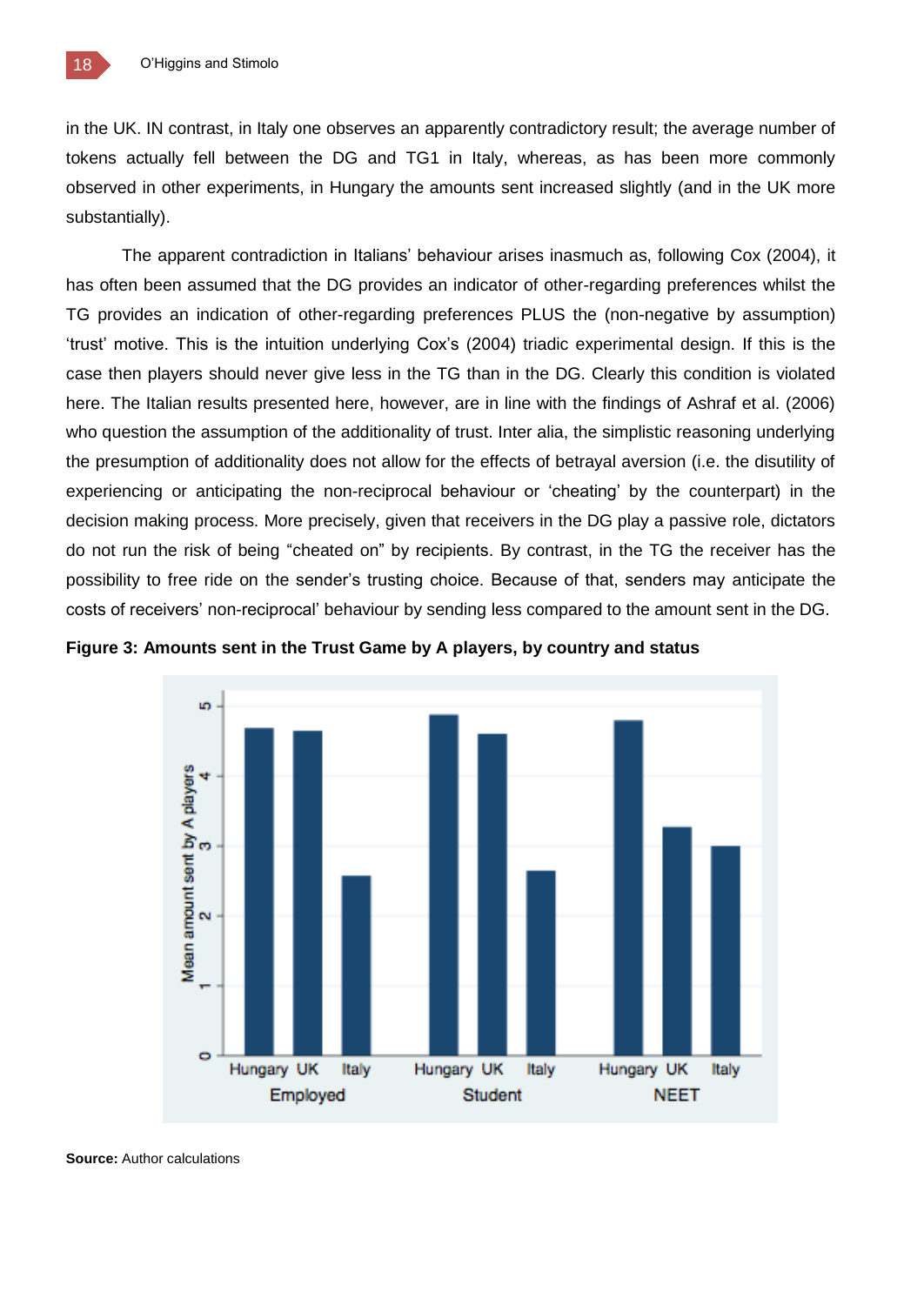in the UK. IN contrast, in Italy one observes an apparently contradictory result; the average number of tokens actually fell between the DG and TG1 in Italy, whereas, as has been more commonly observed in other experiments, in Hungary the amounts sent increased slightly (and in the UK more substantially).

The apparent contradiction in Italians' behaviour arises inasmuch as, following Cox (2004), it has often been assumed that the DG provides an indicator of other-regarding preferences whilst the TG provides an indication of other-regarding preferences PLUS the (non-negative by assumption) 'trust' motive. This is the intuition underlying Cox's (2004) triadic experimental design. If this is the case then players should never give less in the TG than in the DG. Clearly this condition is violated here. The Italian results presented here, however, are in line with the findings of Ashraf et al. (2006) who question the assumption of the additionality of trust. Inter alia, the simplistic reasoning underlying the presumption of additionality does not allow for the effects of betrayal aversion (i.e. the disutility of experiencing or anticipating the non-reciprocal behaviour or 'cheating' by the counterpart) in the decision making process. More precisely, given that receivers in the DG play a passive role, dictators do not run the risk of being "cheated on" by recipients. By contrast, in the TG the receiver has the possibility to free ride on the sender's trusting choice. Because of that, senders may anticipate the costs of receivers' non-reciprocal' behaviour by sending less compared to the amount sent in the DG.

**Figure 3: Amounts sent in the Trust Game by A players, by country and status**

**Source:** Author calculations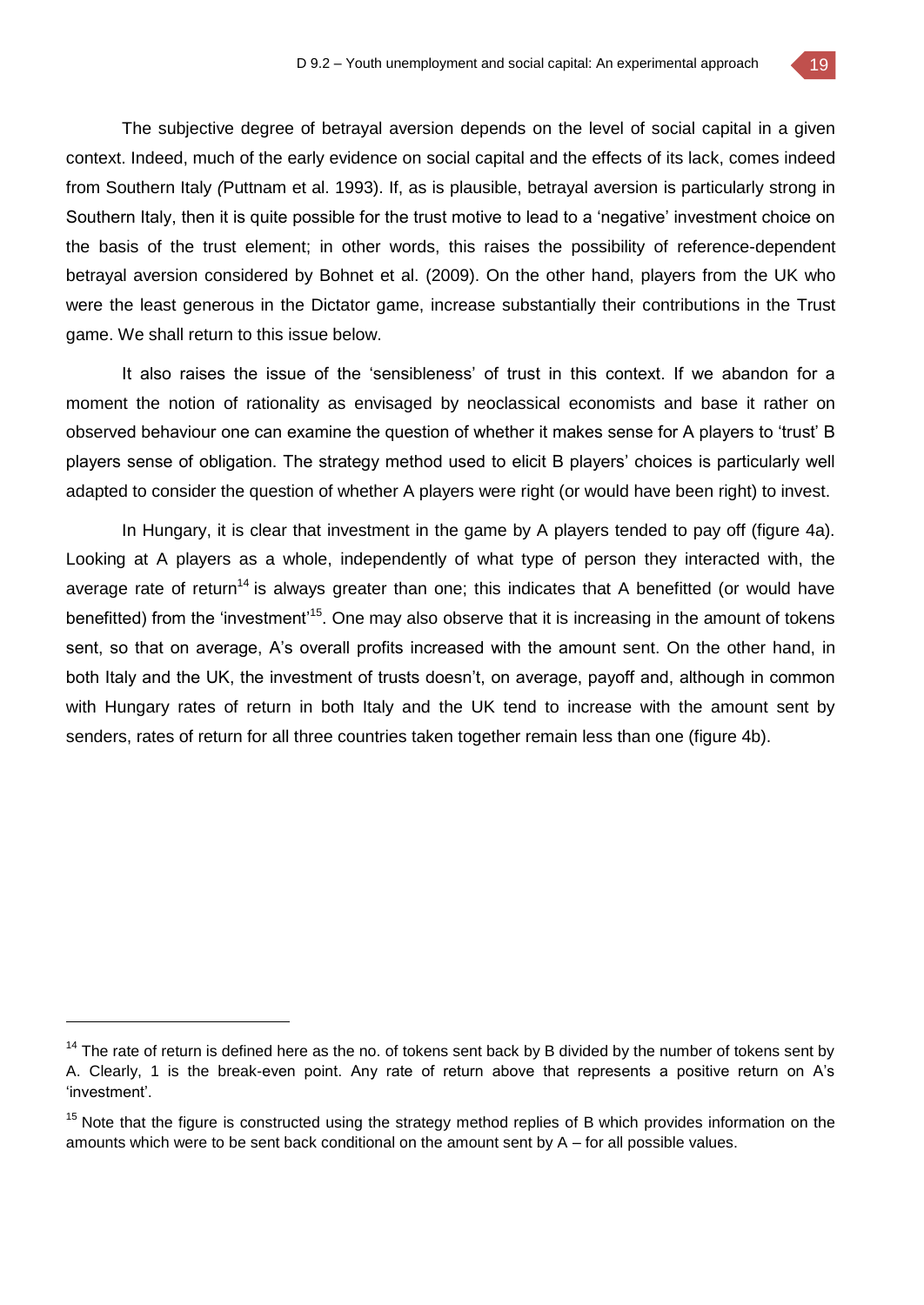The subjective degree of betrayal aversion depends on the level of social capital in a given context. Indeed, much of the early evidence on social capital and the effects of its lack, comes indeed from Southern Italy *(*Puttnam et al. 1993). If, as is plausible, betrayal aversion is particularly strong in Southern Italy, then it is quite possible for the trust motive to lead to a 'negative' investment choice on the basis of the trust element; in other words, this raises the possibility of reference-dependent betrayal aversion considered by Bohnet et al. (2009). On the other hand, players from the UK who were the least generous in the Dictator game, increase substantially their contributions in the Trust game. We shall return to this issue below.

It also raises the issue of the 'sensibleness' of trust in this context. If we abandon for a moment the notion of rationality as envisaged by neoclassical economists and base it rather on observed behaviour one can examine the question of whether it makes sense for A players to 'trust' B players sense of obligation. The strategy method used to elicit B players' choices is particularly well adapted to consider the question of whether A players were right (or would have been right) to invest.

In Hungary, it is clear that investment in the game by A players tended to pay off (figure 4a). Looking at A players as a whole, independently of what type of person they interacted with, the average rate of return[14] is always greater than one; this indicates that A benefitted (or would have benefitted) from the 'investment'[15]. One may also observe that it is increasing in the amount of tokens sent, so that on average, A's overall profits increased with the amount sent. On the other hand, in both Italy and the UK, the investment of trusts doesn't, on average, payoff and, although in common with Hungary rates of return in both Italy and the UK tend to increase with the amount sent by senders, rates of return for all three countries taken together remain less than one (figure 4b).

---

[14] The rate of return is defined here as the no. of tokens sent back by B divided by the number of tokens sent by A. Clearly, 1 is the break-even point. Any rate of return above that represents a positive return on A's 'investment'.

[15] Note that the figure is constructed using the strategy method replies of B which provides information on the amounts which were to be sent back conditional on the amount sent by A – for all possible values.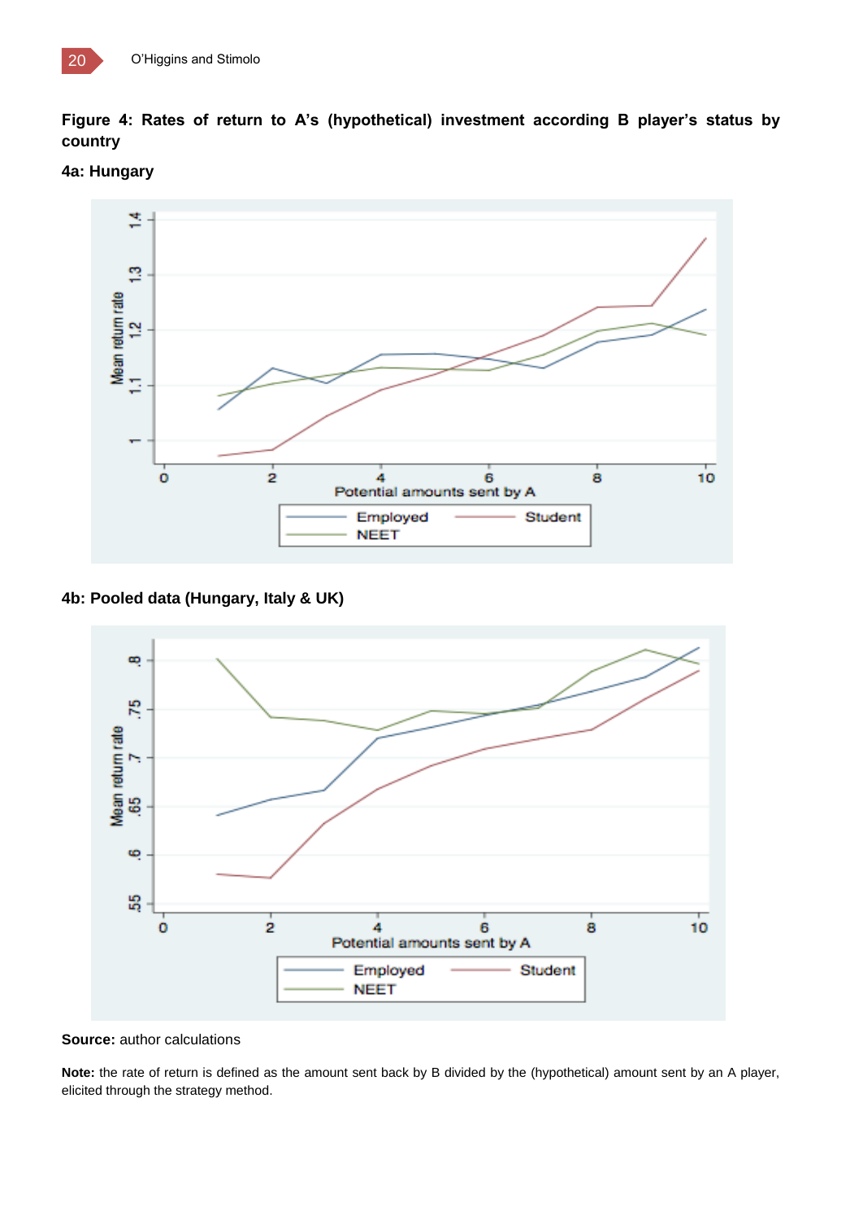**Figure 4: Rates of return to A's (hypothetical) investment according B player's status by country**

**4a: Hungary**

**4b: Pooled data (Hungary, Italy & UK)**

**Source:** author calculations

**Note:** the rate of return is defined as the amount sent back by B divided by the (hypothetical) amount sent by an A player, elicited through the strategy method.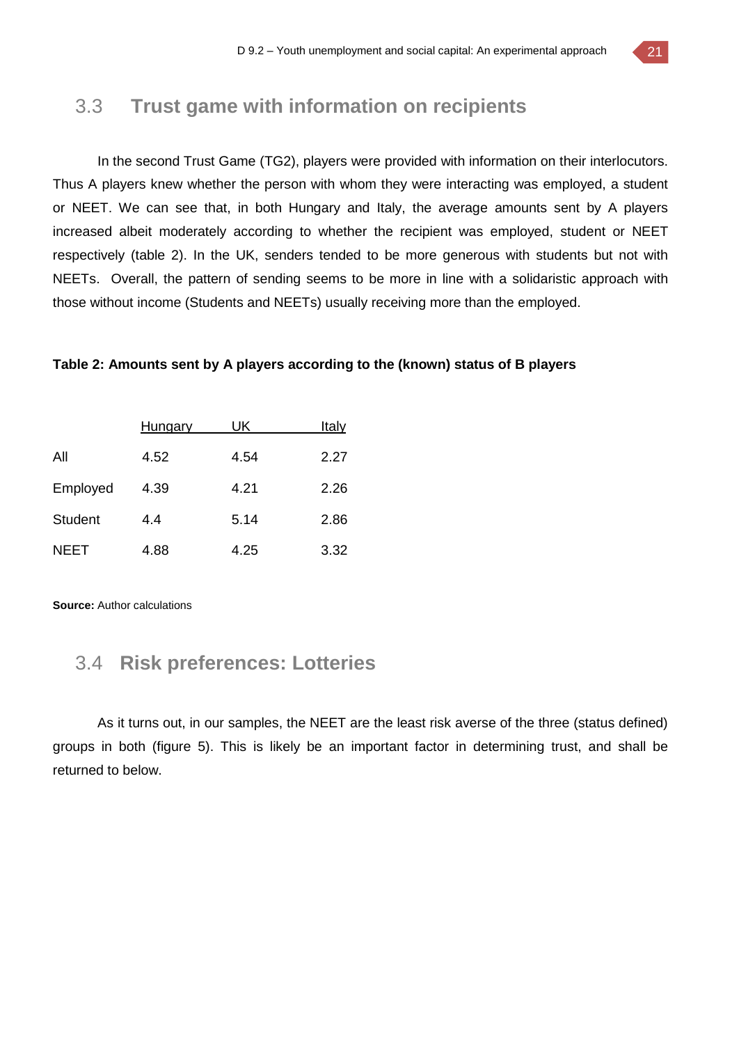## 3.3 Trust game with information on recipients

In the second Trust Game (TG2), players were provided with information on their interlocutors. Thus A players knew whether the person with whom they were interacting was employed, a student or NEET. We can see that, in both Hungary and Italy, the average amounts sent by A players increased albeit moderately according to whether the recipient was employed, student or NEET respectively (table 2). In the UK, senders tended to be more generous with students but not with NEETs. Overall, the pattern of sending seems to be more in line with a solidaristic approach with those without income (Students and NEETs) usually receiving more than the employed.

**Table 2: Amounts sent by A players according to the (known) status of B players**

| | Hungary | UK | Italy |
|---|---|---|---|
| All | 4.52 | 4.54 | 2.27 |
| Employed | 4.39 | 4.21 | 2.26 |
| Student | 4.4 | 5.14 | 2.86 |
| NEET | 4.88 | 4.25 | 3.32 |

**Source:** Author calculations

## 3.4 Risk preferences: Lotteries

As it turns out, in our samples, the NEET are the least risk averse of the three (status defined) groups in both (figure 5). This is likely be an important factor in determining trust, and shall be returned to below.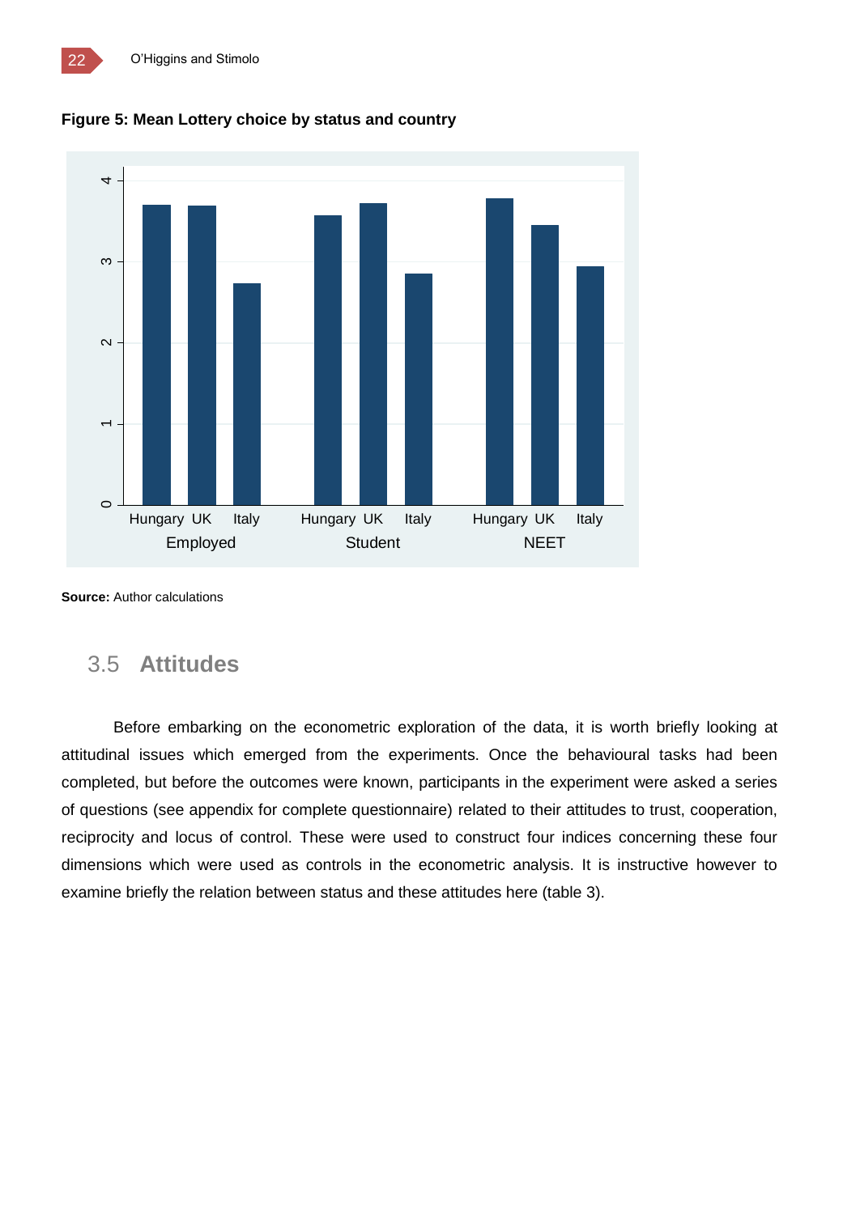**Figure 5: Mean Lottery choice by status and country**

**Source:** Author calculations

## 3.5 Attitudes

Before embarking on the econometric exploration of the data, it is worth briefly looking at attitudinal issues which emerged from the experiments. Once the behavioural tasks had been completed, but before the outcomes were known, participants in the experiment were asked a series of questions (see appendix for complete questionnaire) related to their attitudes to trust, cooperation, reciprocity and locus of control. These were used to construct four indices concerning these four dimensions which were used as controls in the econometric analysis. It is instructive however to examine briefly the relation between status and these attitudes here (table 3).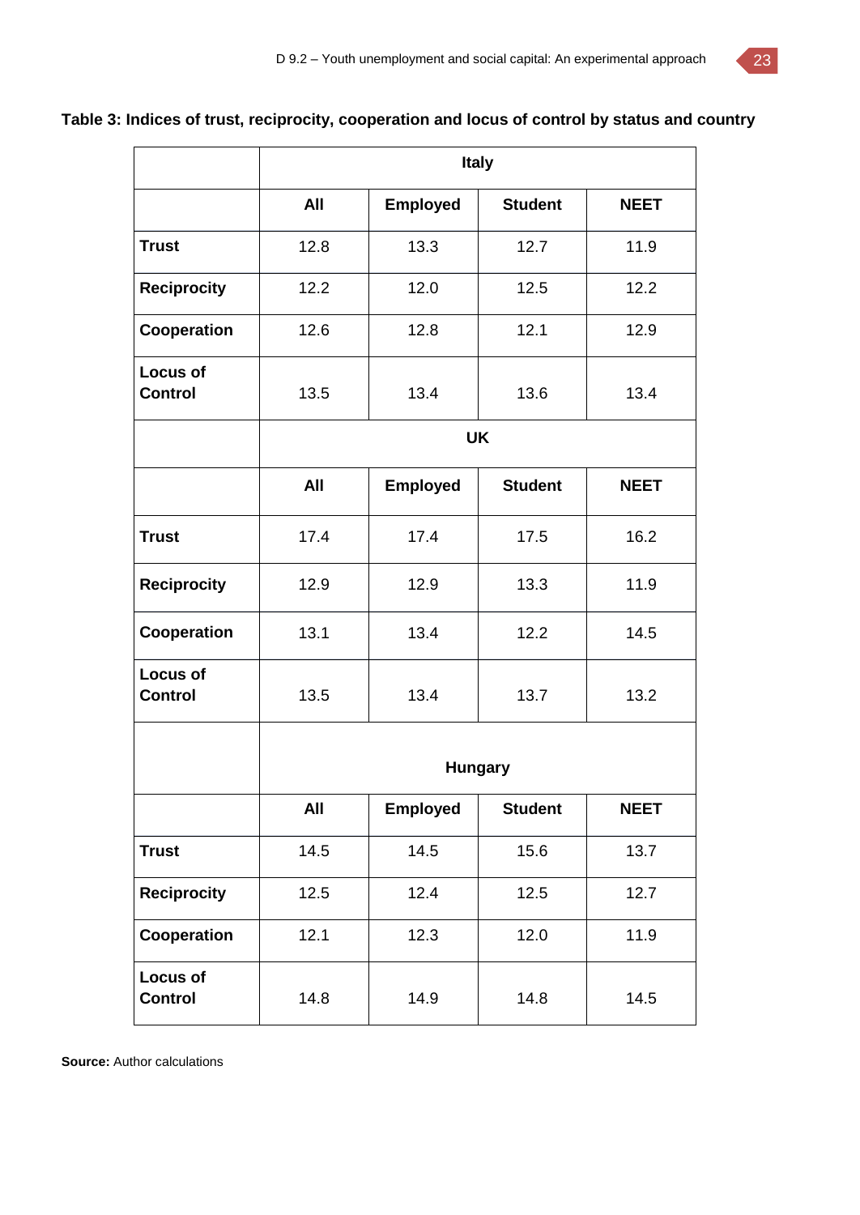**Table 3: Indices of trust, reciprocity, cooperation and locus of control by status and country**

| | Italy | | | |
|---|---|---|---|---|
| | **All** | **Employed** | **Student** | **NEET** |
| **Trust** | 12.8 | 13.3 | 12.7 | 11.9 |
| **Reciprocity** | 12.2 | 12.0 | 12.5 | 12.2 |
| **Cooperation** | 12.6 | 12.8 | 12.1 | 12.9 |
| **Locus of Control** | 13.5 | 13.4 | 13.6 | 13.4 |
| | **UK** | | | |
| | **All** | **Employed** | **Student** | **NEET** |
| **Trust** | 17.4 | 17.4 | 17.5 | 16.2 |
| **Reciprocity** | 12.9 | 12.9 | 13.3 | 11.9 |
| **Cooperation** | 13.1 | 13.4 | 12.2 | 14.5 |
| **Locus of Control** | 13.5 | 13.4 | 13.7 | 13.2 |
| | **Hungary** | | | |
| | **All** | **Employed** | **Student** | **NEET** |
| **Trust** | 14.5 | 14.5 | 15.6 | 13.7 |
| **Reciprocity** | 12.5 | 12.4 | 12.5 | 12.7 |
| **Cooperation** | 12.1 | 12.3 | 12.0 | 11.9 |
| **Locus of Control** | 14.8 | 14.9 | 14.8 | 14.5 |

**Source:** Author calculations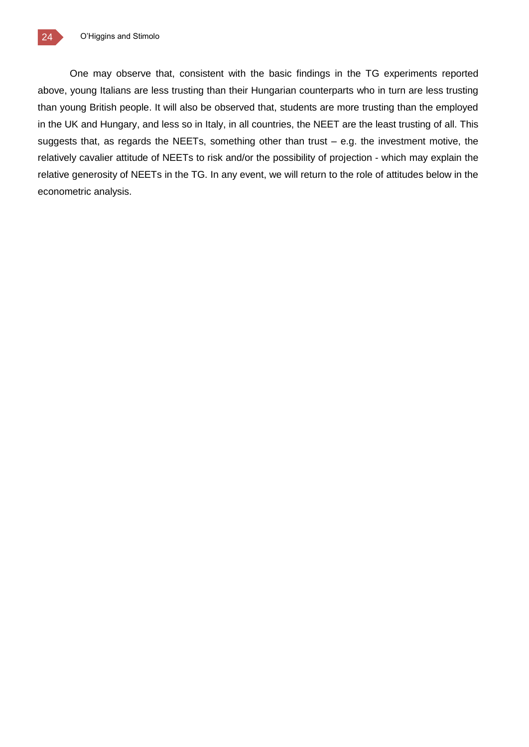One may observe that, consistent with the basic findings in the TG experiments reported above, young Italians are less trusting than their Hungarian counterparts who in turn are less trusting than young British people. It will also be observed that, students are more trusting than the employed in the UK and Hungary, and less so in Italy, in all countries, the NEET are the least trusting of all. This suggests that, as regards the NEETs, something other than trust – e.g. the investment motive, the relatively cavalier attitude of NEETs to risk and/or the possibility of projection - which may explain the relative generosity of NEETs in the TG. In any event, we will return to the role of attitudes below in the econometric analysis.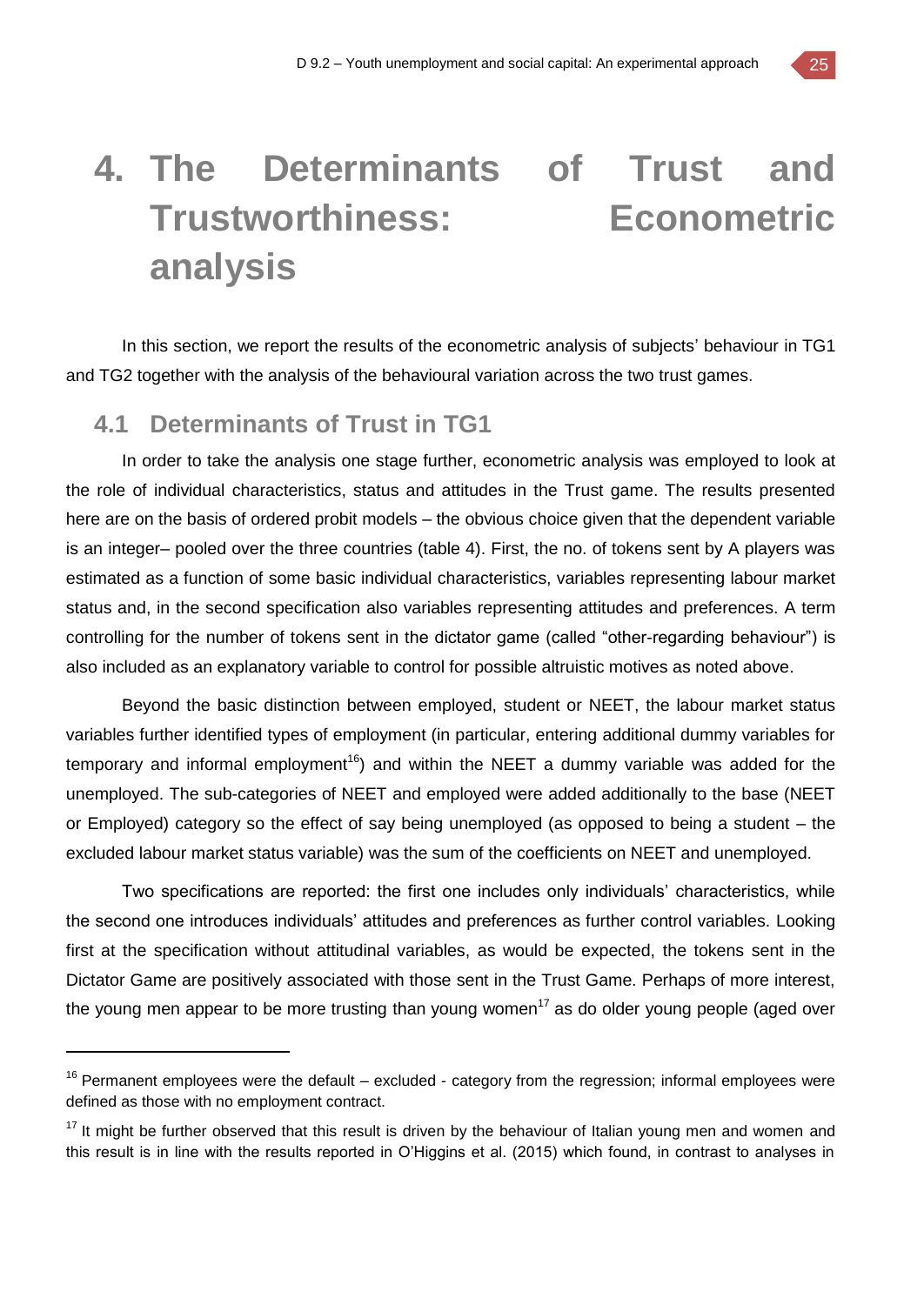# 4. The Determinants of Trust and Trustworthiness: Econometric analysis

In this section, we report the results of the econometric analysis of subjects' behaviour in TG1 and TG2 together with the analysis of the behavioural variation across the two trust games.

## 4.1 Determinants of Trust in TG1

In order to take the analysis one stage further, econometric analysis was employed to look at the role of individual characteristics, status and attitudes in the Trust game. The results presented here are on the basis of ordered probit models – the obvious choice given that the dependent variable is an integer– pooled over the three countries (table 4). First, the no. of tokens sent by A players was estimated as a function of some basic individual characteristics, variables representing labour market status and, in the second specification also variables representing attitudes and preferences. A term controlling for the number of tokens sent in the dictator game (called "other-regarding behaviour") is also included as an explanatory variable to control for possible altruistic motives as noted above.

Beyond the basic distinction between employed, student or NEET, the labour market status variables further identified types of employment (in particular, entering additional dummy variables for temporary and informal employment[16]) and within the NEET a dummy variable was added for the unemployed. The sub-categories of NEET and employed were added additionally to the base (NEET or Employed) category so the effect of say being unemployed (as opposed to being a student – the excluded labour market status variable) was the sum of the coefficients on NEET and unemployed.

Two specifications are reported: the first one includes only individuals' characteristics, while the second one introduces individuals' attitudes and preferences as further control variables. Looking first at the specification without attitudinal variables, as would be expected, the tokens sent in the Dictator Game are positively associated with those sent in the Trust Game. Perhaps of more interest, the young men appear to be more trusting than young women[17] as do older young people (aged over

[16] Permanent employees were the default – excluded - category from the regression; informal employees were defined as those with no employment contract.

[17] It might be further observed that this result is driven by the behaviour of Italian young men and women and this result is in line with the results reported in O'Higgins et al. (2015) which found, in contrast to analyses in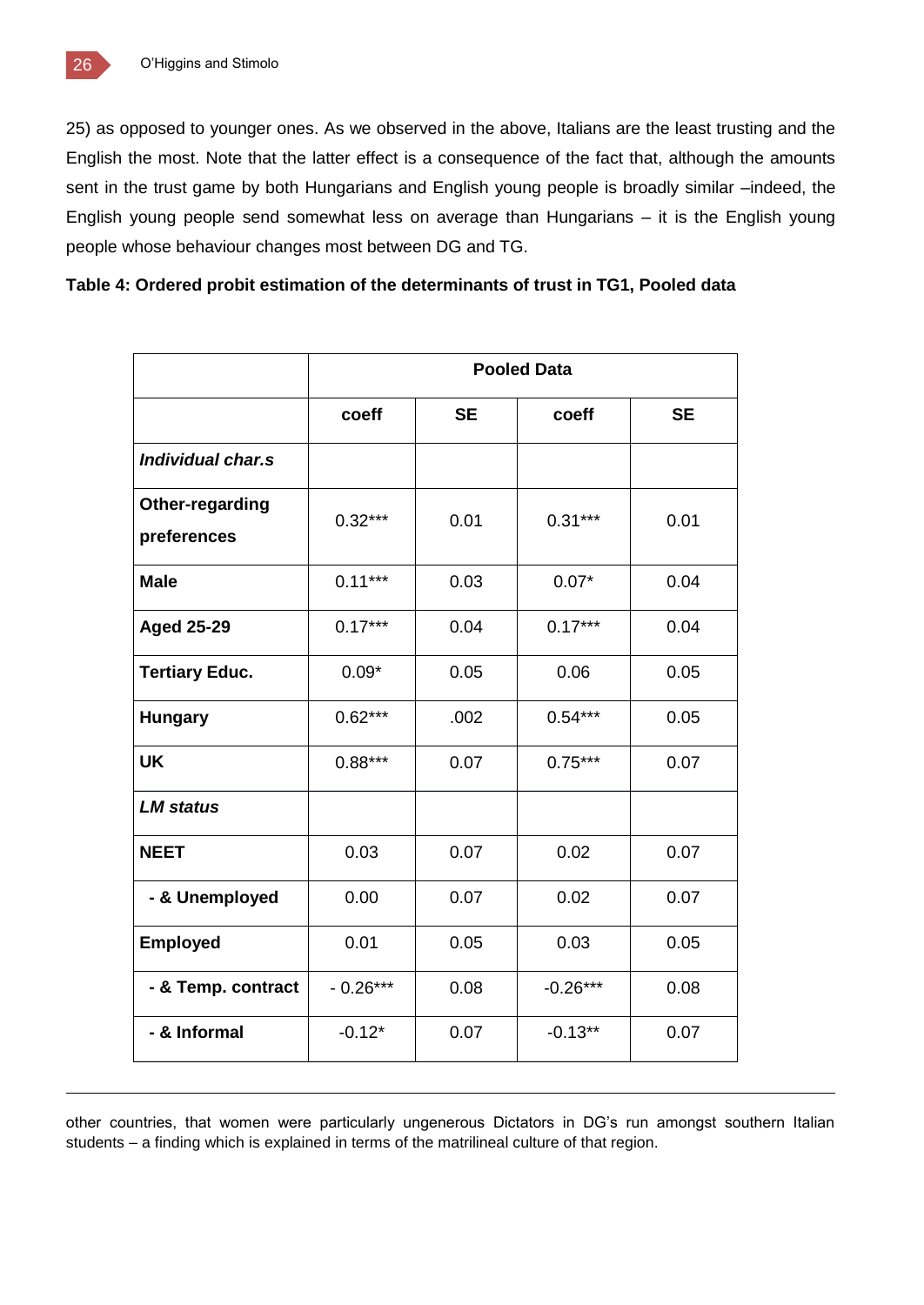25) as opposed to younger ones. As we observed in the above, Italians are the least trusting and the English the most. Note that the latter effect is a consequence of the fact that, although the amounts sent in the trust game by both Hungarians and English young people is broadly similar –indeed, the English young people send somewhat less on average than Hungarians – it is the English young people whose behaviour changes most between DG and TG.

**Table 4: Ordered probit estimation of the determinants of trust in TG1, Pooled data**

| | **Pooled Data** | | | |
|---|---|---|---|---|
| | **coeff** | **SE** | **coeff** | **SE** |
| ***Individual char.s*** | | | | |
| **Other-regarding preferences** | 0.32*** | 0.01 | 0.31*** | 0.01 |
| **Male** | 0.11*** | 0.03 | 0.07* | 0.04 |
| **Aged 25-29** | 0.17*** | 0.04 | 0.17*** | 0.04 |
| **Tertiary Educ.** | 0.09* | 0.05 | 0.06 | 0.05 |
| **Hungary** | 0.62*** | .002 | 0.54*** | 0.05 |
| **UK** | 0.88*** | 0.07 | 0.75*** | 0.07 |
| ***LM status*** | | | | |
| **NEET** | 0.03 | 0.07 | 0.02 | 0.07 |
| **- & Unemployed** | 0.00 | 0.07 | 0.02 | 0.07 |
| **Employed** | 0.01 | 0.05 | 0.03 | 0.05 |
| **- & Temp. contract** | - 0.26*** | 0.08 | -0.26*** | 0.08 |
| **- & Informal** | -0.12* | 0.07 | -0.13** | 0.07 |

---

other countries, that women were particularly ungenerous Dictators in DG's run amongst southern Italian students – a finding which is explained in terms of the matrilineal culture of that region.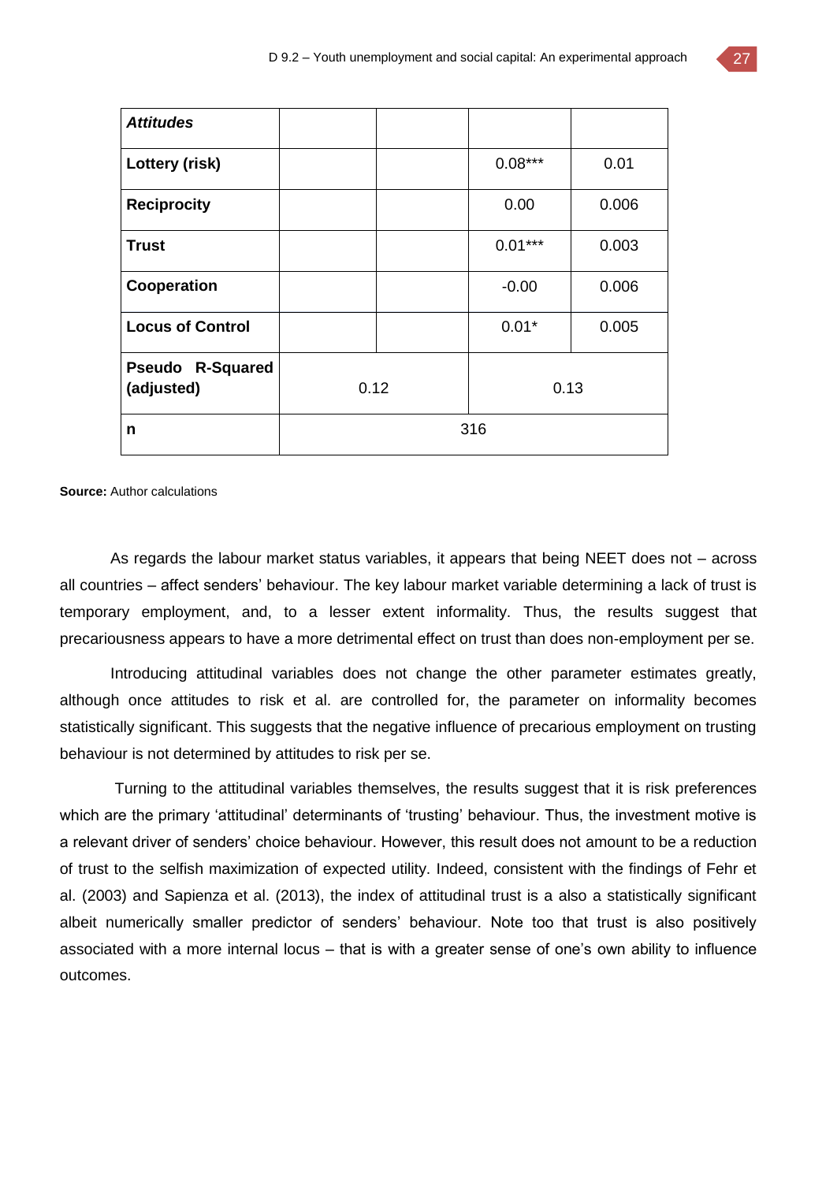| *Attitudes* | | | | |
|---|---|---|---|---|
| **Lottery (risk)** | | | 0.08*** | 0.01 |
| **Reciprocity** | | | 0.00 | 0.006 |
| **Trust** | | | 0.01*** | 0.003 |
| **Cooperation** | | | -0.00 | 0.006 |
| **Locus of Control** | | | 0.01* | 0.005 |
| **Pseudo R-Squared (adjusted)** | 0.12 | | 0.13 | |
| **n** | 316 | | | |

**Source:** Author calculations

As regards the labour market status variables, it appears that being NEET does not – across all countries – affect senders' behaviour. The key labour market variable determining a lack of trust is temporary employment, and, to a lesser extent informality. Thus, the results suggest that precariousness appears to have a more detrimental effect on trust than does non-employment per se.

Introducing attitudinal variables does not change the other parameter estimates greatly, although once attitudes to risk et al. are controlled for, the parameter on informality becomes statistically significant. This suggests that the negative influence of precarious employment on trusting behaviour is not determined by attitudes to risk per se.

Turning to the attitudinal variables themselves, the results suggest that it is risk preferences which are the primary 'attitudinal' determinants of 'trusting' behaviour. Thus, the investment motive is a relevant driver of senders' choice behaviour. However, this result does not amount to be a reduction of trust to the selfish maximization of expected utility. Indeed, consistent with the findings of Fehr et al. (2003) and Sapienza et al. (2013), the index of attitudinal trust is a also a statistically significant albeit numerically smaller predictor of senders' behaviour. Note too that trust is also positively associated with a more internal locus – that is with a greater sense of one's own ability to influence outcomes.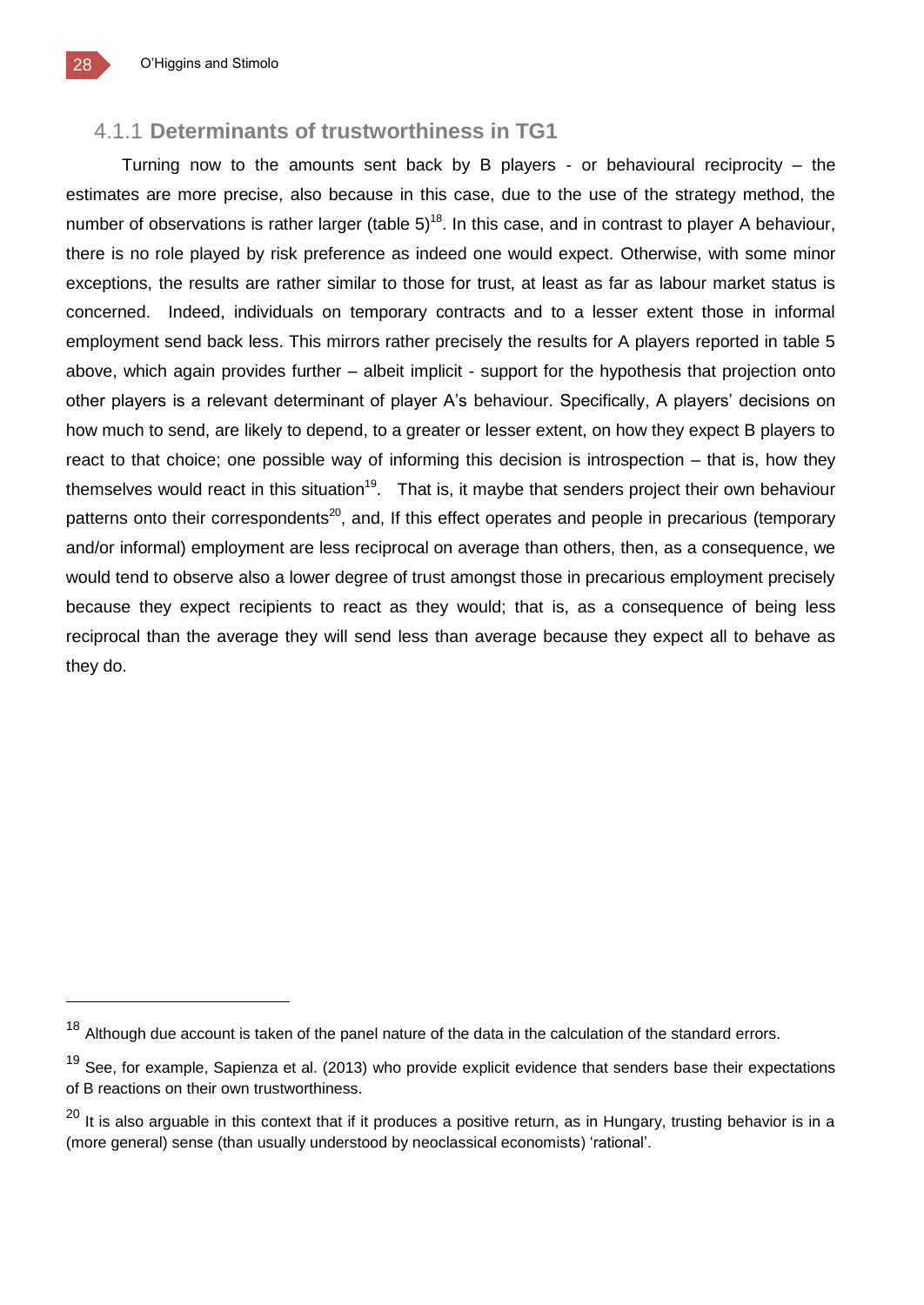### 4.1.1 **Determinants of trustworthiness in TG1**

Turning now to the amounts sent back by B players - or behavioural reciprocity – the estimates are more precise, also because in this case, due to the use of the strategy method, the number of observations is rather larger (table 5)[18]. In this case, and in contrast to player A behaviour, there is no role played by risk preference as indeed one would expect. Otherwise, with some minor exceptions, the results are rather similar to those for trust, at least as far as labour market status is concerned. Indeed, individuals on temporary contracts and to a lesser extent those in informal employment send back less. This mirrors rather precisely the results for A players reported in table 5 above, which again provides further – albeit implicit - support for the hypothesis that projection onto other players is a relevant determinant of player A's behaviour. Specifically, A players' decisions on how much to send, are likely to depend, to a greater or lesser extent, on how they expect B players to react to that choice; one possible way of informing this decision is introspection – that is, how they themselves would react in this situation[19]. That is, it maybe that senders project their own behaviour patterns onto their correspondents[20], and, If this effect operates and people in precarious (temporary and/or informal) employment are less reciprocal on average than others, then, as a consequence, we would tend to observe also a lower degree of trust amongst those in precarious employment precisely because they expect recipients to react as they would; that is, as a consequence of being less reciprocal than the average they will send less than average because they expect all to behave as they do.

[18] Although due account is taken of the panel nature of the data in the calculation of the standard errors.

[19] See, for example, Sapienza et al. (2013) who provide explicit evidence that senders base their expectations of B reactions on their own trustworthiness.

[20] It is also arguable in this context that if it produces a positive return, as in Hungary, trusting behavior is in a (more general) sense (than usually understood by neoclassical economists) 'rational'.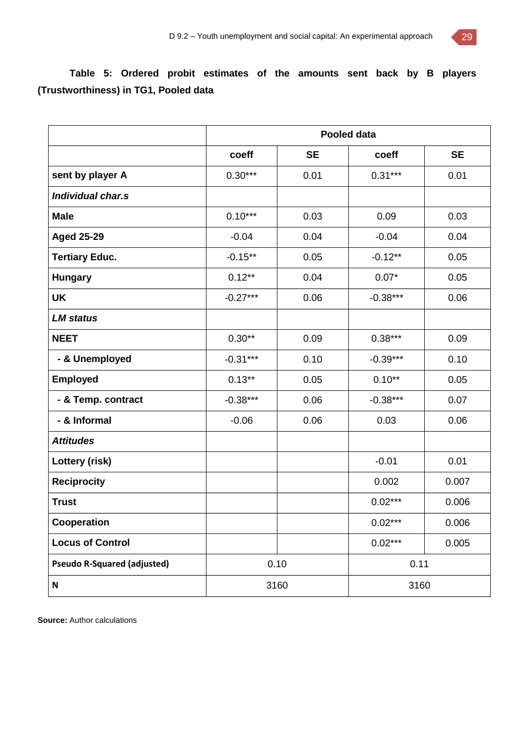**Table 5: Ordered probit estimates of the amounts sent back by B players (Trustworthiness) in TG1, Pooled data**

| | Pooled data | | | |
|---|---|---|---|---|
| | coeff | SE | coeff | SE |
| **sent by player A** | 0.30*** | 0.01 | 0.31*** | 0.01 |
| ***Individual char.s*** | | | | |
| **Male** | 0.10*** | 0.03 | 0.09 | 0.03 |
| **Aged 25-29** | -0.04 | 0.04 | -0.04 | 0.04 |
| **Tertiary Educ.** | -0.15** | 0.05 | -0.12** | 0.05 |
| **Hungary** | 0.12** | 0.04 | 0.07* | 0.05 |
| **UK** | -0.27*** | 0.06 | -0.38*** | 0.06 |
| ***LM status*** | | | | |
| **NEET** | 0.30** | 0.09 | 0.38*** | 0.09 |
| **- & Unemployed** | -0.31*** | 0.10 | -0.39*** | 0.10 |
| **Employed** | 0.13** | 0.05 | 0.10** | 0.05 |
| **- & Temp. contract** | -0.38*** | 0.06 | -0.38*** | 0.07 |
| **- & Informal** | -0.06 | 0.06 | 0.03 | 0.06 |
| ***Attitudes*** | | | | |
| **Lottery (risk)** | | | -0.01 | 0.01 |
| **Reciprocity** | | | 0.002 | 0.007 |
| **Trust** | | | 0.02*** | 0.006 |
| **Cooperation** | | | 0.02*** | 0.006 |
| **Locus of Control** | | | 0.02*** | 0.005 |
| **Pseudo R-Squared (adjusted)** | 0.10 | | 0.11 | |
| **N** | 3160 | | 3160 | |

**Source:** Author calculations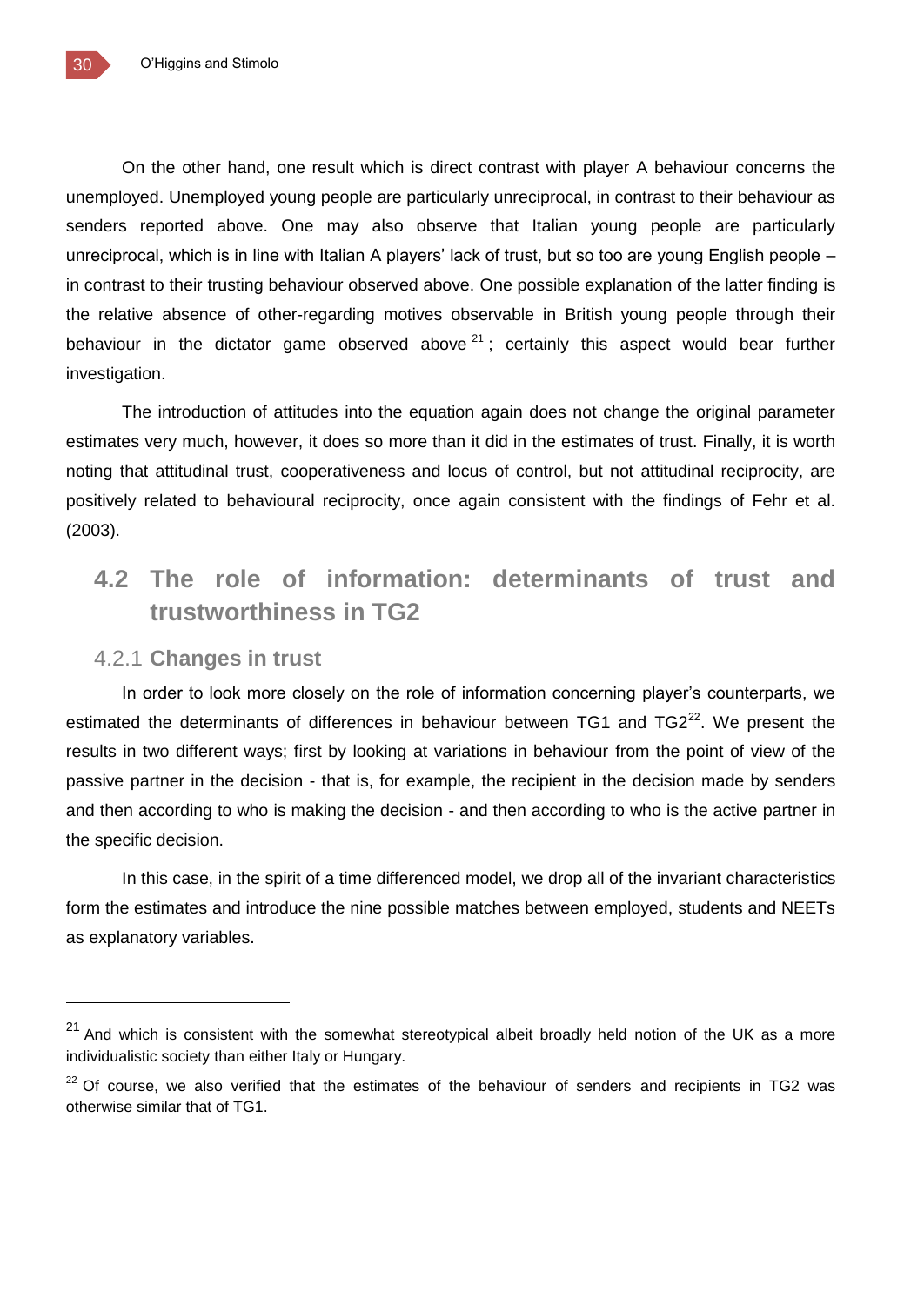On the other hand, one result which is direct contrast with player A behaviour concerns the unemployed. Unemployed young people are particularly unreciprocal, in contrast to their behaviour as senders reported above. One may also observe that Italian young people are particularly unreciprocal, which is in line with Italian A players' lack of trust, but so too are young English people – in contrast to their trusting behaviour observed above. One possible explanation of the latter finding is the relative absence of other-regarding motives observable in British young people through their behaviour in the dictator game observed above [21]; certainly this aspect would bear further investigation.

The introduction of attitudes into the equation again does not change the original parameter estimates very much, however, it does so more than it did in the estimates of trust. Finally, it is worth noting that attitudinal trust, cooperativeness and locus of control, but not attitudinal reciprocity, are positively related to behavioural reciprocity, once again consistent with the findings of Fehr et al. (2003).

## 4.2 The role of information: determinants of trust and trustworthiness in TG2

### 4.2.1 Changes in trust

In order to look more closely on the role of information concerning player's counterparts, we estimated the determinants of differences in behaviour between TG1 and TG2[22]. We present the results in two different ways; first by looking at variations in behaviour from the point of view of the passive partner in the decision - that is, for example, the recipient in the decision made by senders and then according to who is making the decision - and then according to who is the active partner in the specific decision.

In this case, in the spirit of a time differenced model, we drop all of the invariant characteristics form the estimates and introduce the nine possible matches between employed, students and NEETs as explanatory variables.

---

[21] And which is consistent with the somewhat stereotypical albeit broadly held notion of the UK as a more individualistic society than either Italy or Hungary.

[22] Of course, we also verified that the estimates of the behaviour of senders and recipients in TG2 was otherwise similar that of TG1.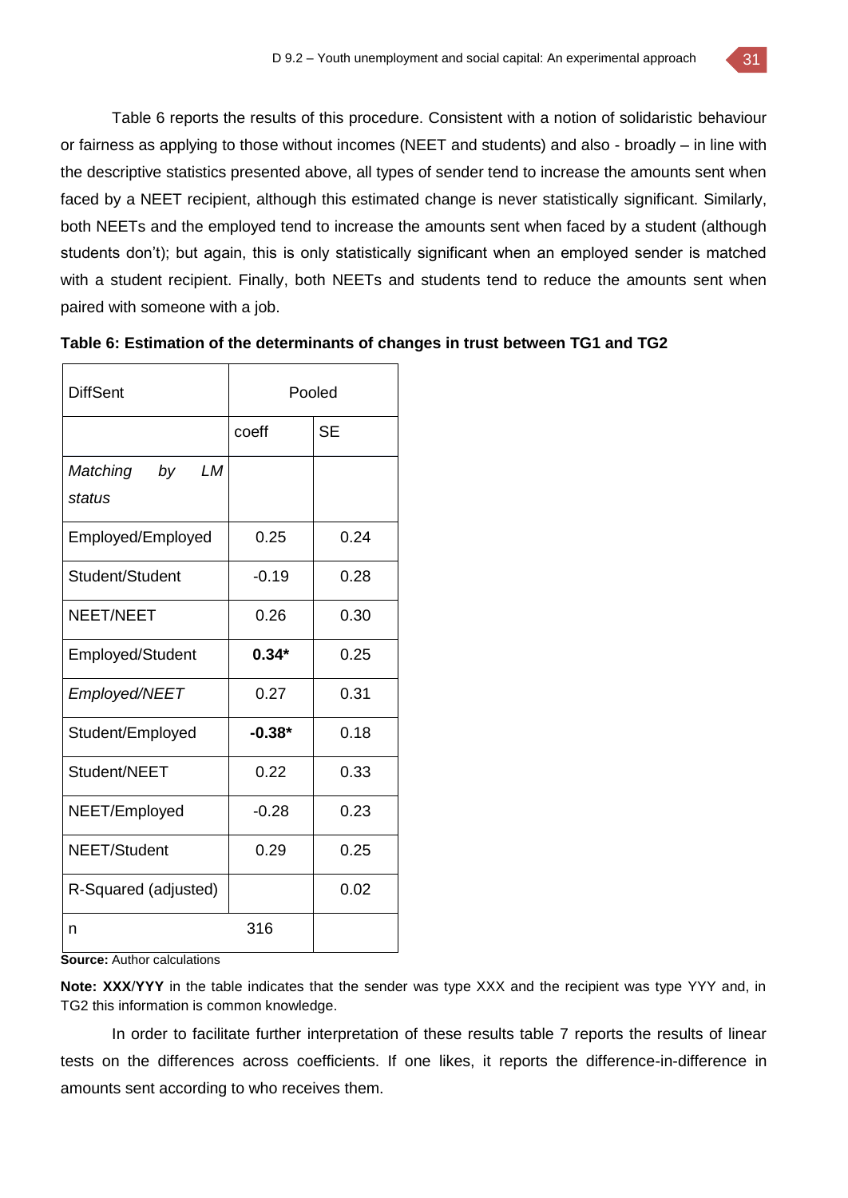Table 6 reports the results of this procedure. Consistent with a notion of solidaristic behaviour or fairness as applying to those without incomes (NEET and students) and also - broadly – in line with the descriptive statistics presented above, all types of sender tend to increase the amounts sent when faced by a NEET recipient, although this estimated change is never statistically significant. Similarly, both NEETs and the employed tend to increase the amounts sent when faced by a student (although students don't); but again, this is only statistically significant when an employed sender is matched with a student recipient. Finally, both NEETs and students tend to reduce the amounts sent when paired with someone with a job.

**Table 6: Estimation of the determinants of changes in trust between TG1 and TG2**

| DiffSent | Pooled | |
|---|---|---|
| | coeff | SE |
| *Matching by LM status* | | |
| Employed/Employed | 0.25 | 0.24 |
| Student/Student | -0.19 | 0.28 |
| NEET/NEET | 0.26 | 0.30 |
| Employed/Student | **0.34*** | 0.25 |
| *Employed/NEET* | 0.27 | 0.31 |
| Student/Employed | **-0.38*** | 0.18 |
| Student/NEET | 0.22 | 0.33 |
| NEET/Employed | -0.28 | 0.23 |
| NEET/Student | 0.29 | 0.25 |
| R-Squared (adjusted) | | 0.02 |
| n | 316 | |

**Source:** Author calculations

**Note: XXX/YYY** in the table indicates that the sender was type XXX and the recipient was type YYY and, in TG2 this information is common knowledge.

In order to facilitate further interpretation of these results table 7 reports the results of linear tests on the differences across coefficients. If one likes, it reports the difference-in-difference in amounts sent according to who receives them.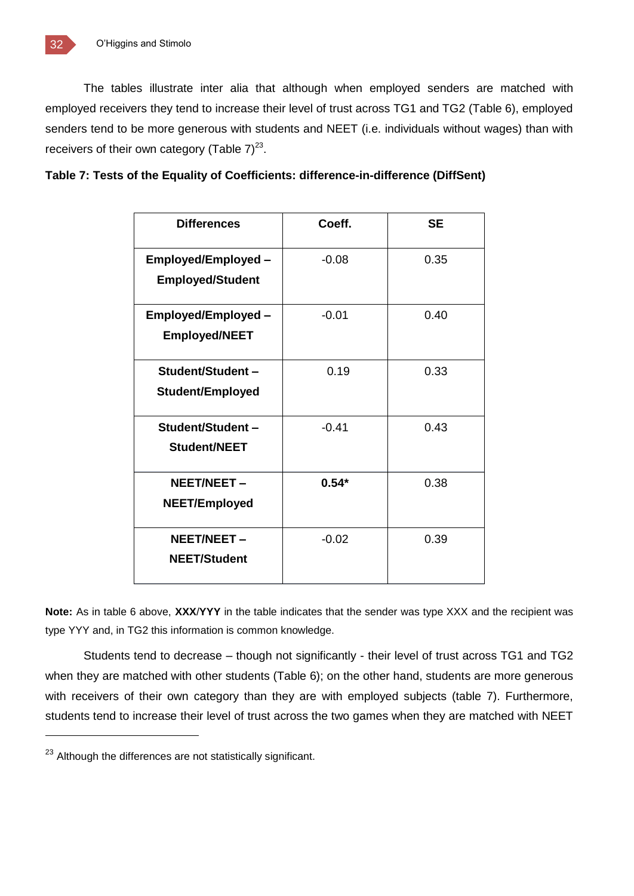The tables illustrate inter alia that although when employed senders are matched with employed receivers they tend to increase their level of trust across TG1 and TG2 (Table 6), employed senders tend to be more generous with students and NEET (i.e. individuals without wages) than with receivers of their own category (Table 7)[23].

**Table 7: Tests of the Equality of Coefficients: difference-in-difference (DiffSent)**

| Differences | Coeff. | SE |
|---|---|---|
| **Employed/Employed – Employed/Student** | -0.08 | 0.35 |
| **Employed/Employed – Employed/NEET** | -0.01 | 0.40 |
| **Student/Student – Student/Employed** | 0.19 | 0.33 |
| **Student/Student – Student/NEET** | -0.41 | 0.43 |
| **NEET/NEET – NEET/Employed** | **0.54*** | 0.38 |
| **NEET/NEET – NEET/Student** | -0.02 | 0.39 |

**Note:** As in table 6 above, **XXX**/**YYY** in the table indicates that the sender was type XXX and the recipient was type YYY and, in TG2 this information is common knowledge.

Students tend to decrease – though not significantly - their level of trust across TG1 and TG2 when they are matched with other students (Table 6); on the other hand, students are more generous with receivers of their own category than they are with employed subjects (table 7). Furthermore, students tend to increase their level of trust across the two games when they are matched with NEET

[23] Although the differences are not statistically significant.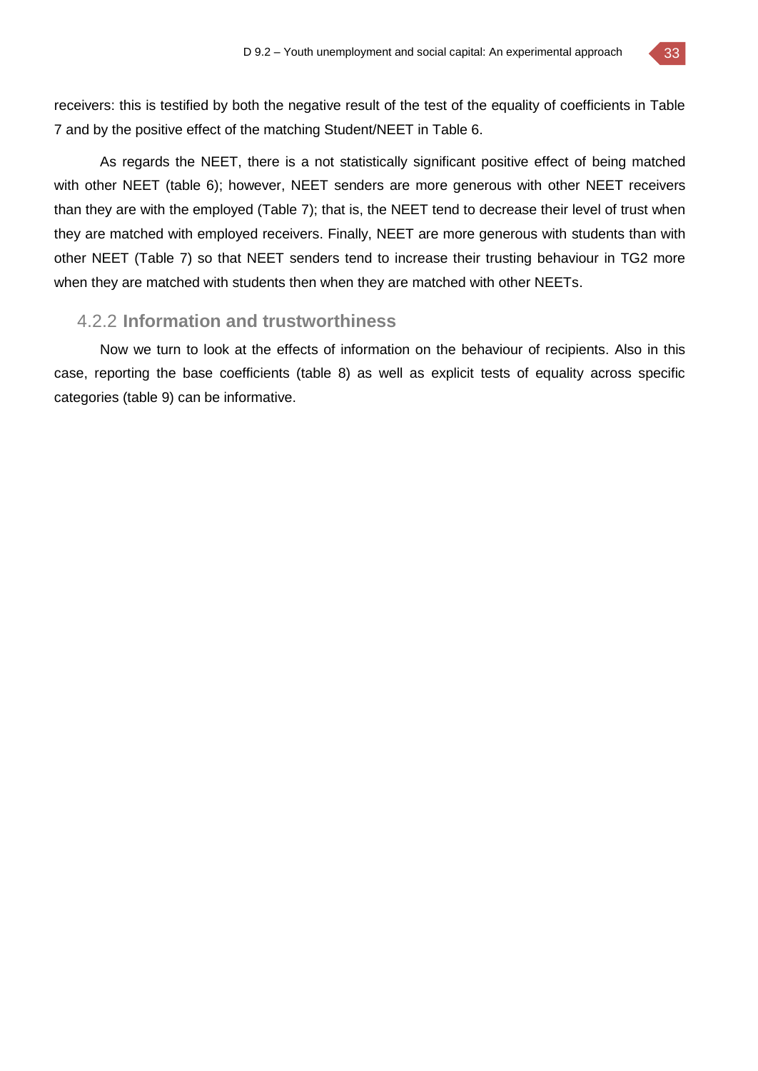receivers: this is testified by both the negative result of the test of the equality of coefficients in Table 7 and by the positive effect of the matching Student/NEET in Table 6.

As regards the NEET, there is a not statistically significant positive effect of being matched with other NEET (table 6); however, NEET senders are more generous with other NEET receivers than they are with the employed (Table 7); that is, the NEET tend to decrease their level of trust when they are matched with employed receivers. Finally, NEET are more generous with students than with other NEET (Table 7) so that NEET senders tend to increase their trusting behaviour in TG2 more when they are matched with students then when they are matched with other NEETs.

### 4.2.2 **Information and trustworthiness**

Now we turn to look at the effects of information on the behaviour of recipients. Also in this case, reporting the base coefficients (table 8) as well as explicit tests of equality across specific categories (table 9) can be informative.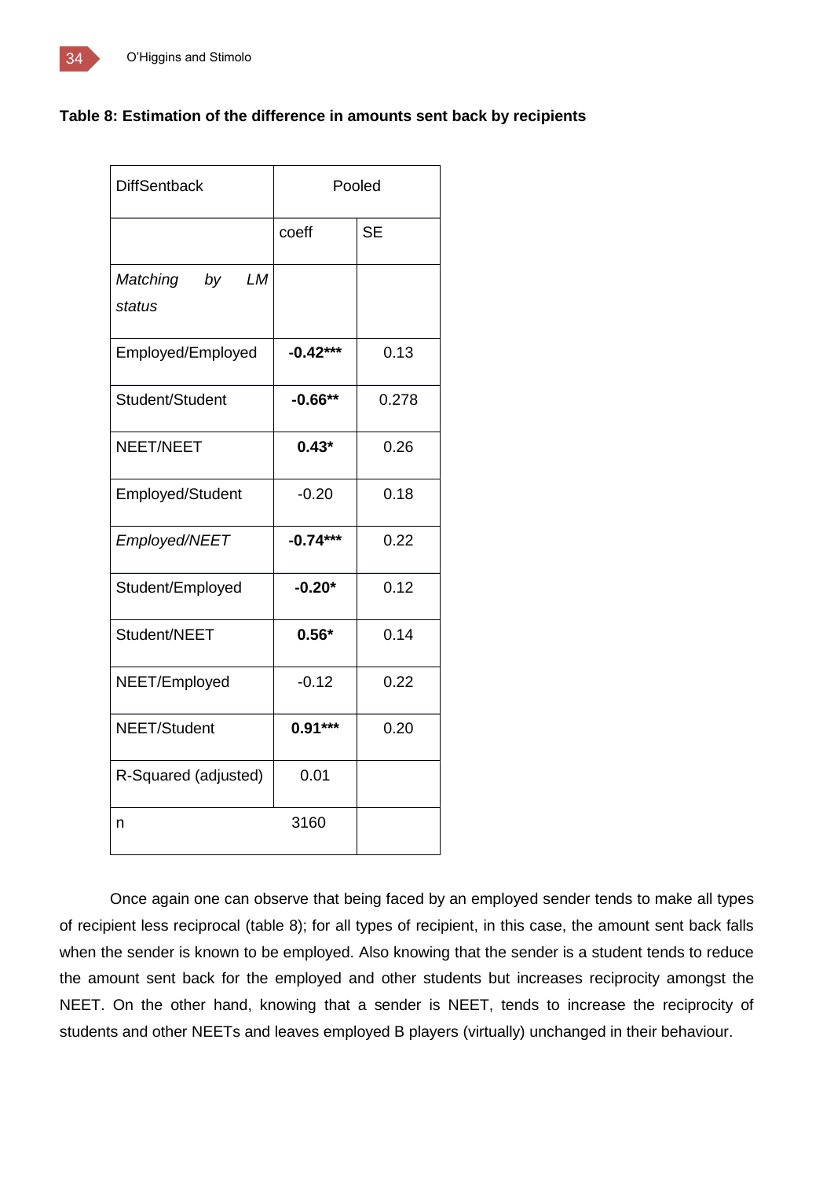**Table 8: Estimation of the difference in amounts sent back by recipients**

| DiffSentback | Pooled | |
|---|---|---|
| | coeff | SE |
| *Matching by LM status* | | |
| Employed/Employed | **-0.42\*\*\*** | 0.13 |
| Student/Student | **-0.66\*\*** | 0.278 |
| NEET/NEET | **0.43\*** | 0.26 |
| Employed/Student | -0.20 | 0.18 |
| *Employed/NEET* | **-0.74\*\*\*** | 0.22 |
| Student/Employed | **-0.20\*** | 0.12 |
| Student/NEET | **0.56\*** | 0.14 |
| NEET/Employed | -0.12 | 0.22 |
| NEET/Student | **0.91\*\*\*** | 0.20 |
| R-Squared (adjusted) | 0.01 | |
| n | 3160 | |

Once again one can observe that being faced by an employed sender tends to make all types of recipient less reciprocal (table 8); for all types of recipient, in this case, the amount sent back falls when the sender is known to be employed. Also knowing that the sender is a student tends to reduce the amount sent back for the employed and other students but increases reciprocity amongst the NEET. On the other hand, knowing that a sender is NEET, tends to increase the reciprocity of students and other NEETs and leaves employed B players (virtually) unchanged in their behaviour.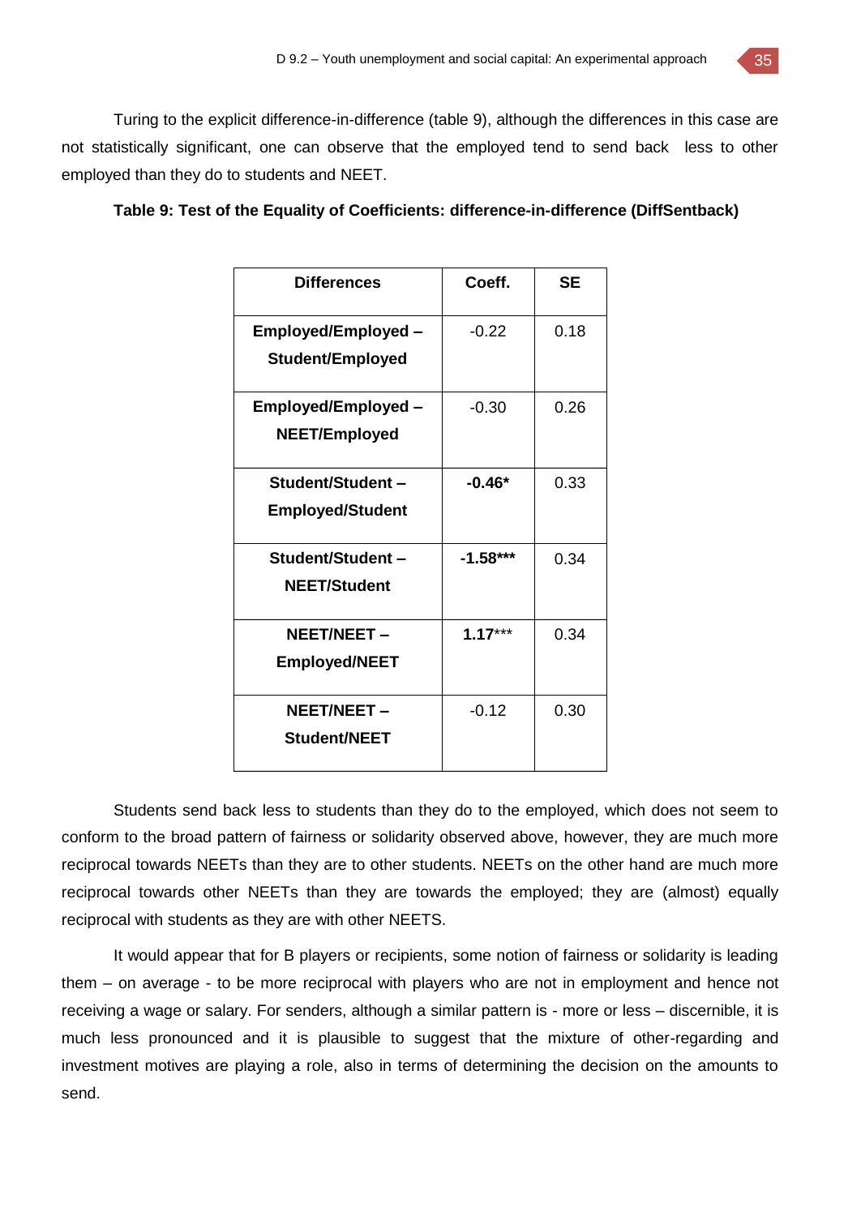Turing to the explicit difference-in-difference (table 9), although the differences in this case are not statistically significant, one can observe that the employed tend to send back less to other employed than they do to students and NEET.

**Table 9: Test of the Equality of Coefficients: difference-in-difference (DiffSentback)**

| Differences | Coeff. | SE |
|---|---|---|
| **Employed/Employed – Student/Employed** | -0.22 | 0.18 |
| **Employed/Employed – NEET/Employed** | -0.30 | 0.26 |
| **Student/Student – Employed/Student** | **-0.46*** | 0.33 |
| **Student/Student – NEET/Student** | **-1.58***** | 0.34 |
| **NEET/NEET – Employed/NEET** | **1.17***** | 0.34 |
| **NEET/NEET – Student/NEET** | -0.12 | 0.30 |

Students send back less to students than they do to the employed, which does not seem to conform to the broad pattern of fairness or solidarity observed above, however, they are much more reciprocal towards NEETs than they are to other students. NEETs on the other hand are much more reciprocal towards other NEETs than they are towards the employed; they are (almost) equally reciprocal with students as they are with other NEETS.

It would appear that for B players or recipients, some notion of fairness or solidarity is leading them – on average - to be more reciprocal with players who are not in employment and hence not receiving a wage or salary. For senders, although a similar pattern is - more or less – discernible, it is much less pronounced and it is plausible to suggest that the mixture of other-regarding and investment motives are playing a role, also in terms of determining the decision on the amounts to send.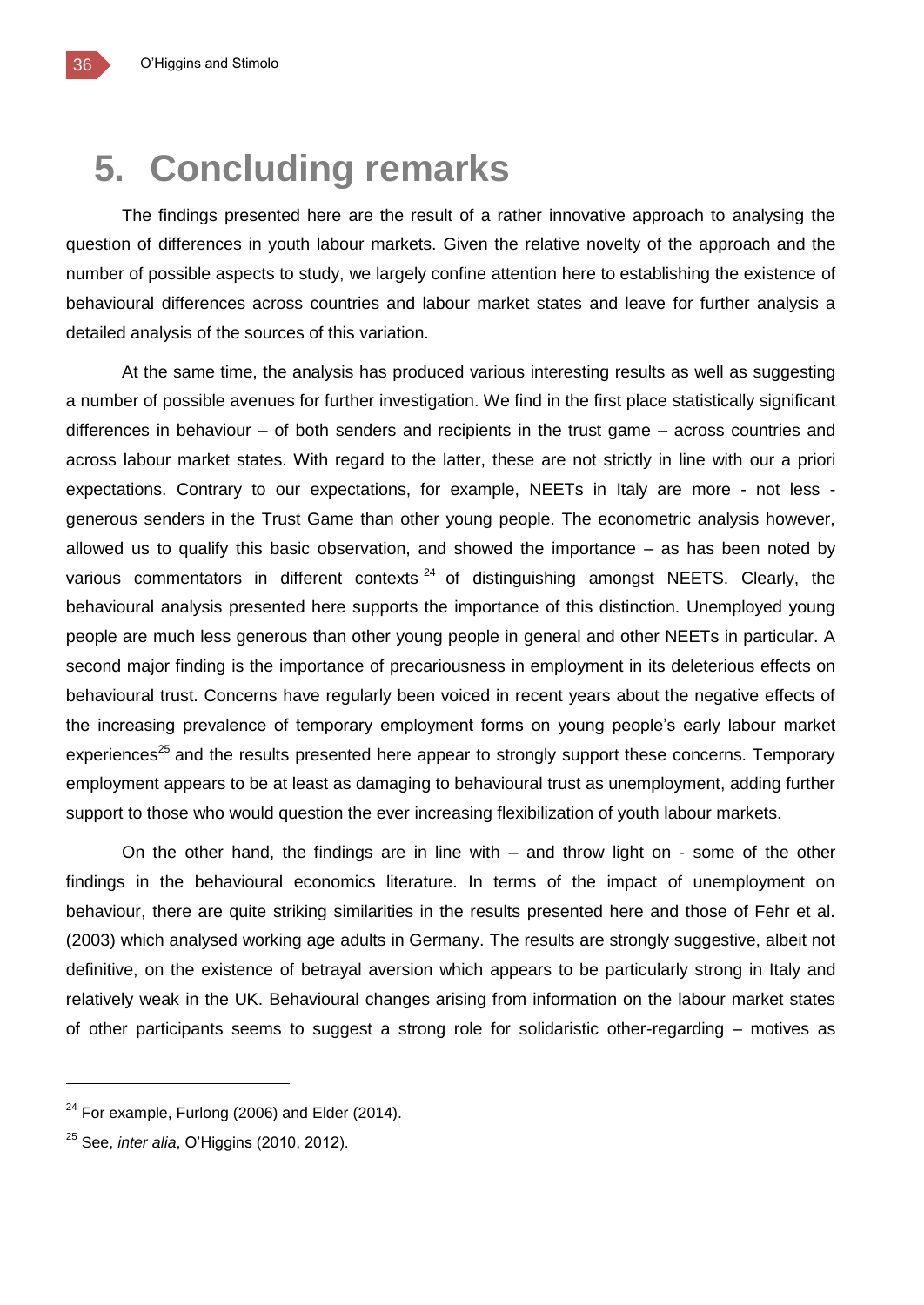# 5. Concluding remarks

The findings presented here are the result of a rather innovative approach to analysing the question of differences in youth labour markets. Given the relative novelty of the approach and the number of possible aspects to study, we largely confine attention here to establishing the existence of behavioural differences across countries and labour market states and leave for further analysis a detailed analysis of the sources of this variation.

At the same time, the analysis has produced various interesting results as well as suggesting a number of possible avenues for further investigation. We find in the first place statistically significant differences in behaviour – of both senders and recipients in the trust game – across countries and across labour market states. With regard to the latter, these are not strictly in line with our a priori expectations. Contrary to our expectations, for example, NEETs in Italy are more - not less - generous senders in the Trust Game than other young people. The econometric analysis however, allowed us to qualify this basic observation, and showed the importance – as has been noted by various commentators in different contexts [24] of distinguishing amongst NEETS. Clearly, the behavioural analysis presented here supports the importance of this distinction. Unemployed young people are much less generous than other young people in general and other NEETs in particular. A second major finding is the importance of precariousness in employment in its deleterious effects on behavioural trust. Concerns have regularly been voiced in recent years about the negative effects of the increasing prevalence of temporary employment forms on young people's early labour market experiences[25] and the results presented here appear to strongly support these concerns. Temporary employment appears to be at least as damaging to behavioural trust as unemployment, adding further support to those who would question the ever increasing flexibilization of youth labour markets.

On the other hand, the findings are in line with – and throw light on - some of the other findings in the behavioural economics literature. In terms of the impact of unemployment on behaviour, there are quite striking similarities in the results presented here and those of Fehr et al. (2003) which analysed working age adults in Germany. The results are strongly suggestive, albeit not definitive, on the existence of betrayal aversion which appears to be particularly strong in Italy and relatively weak in the UK. Behavioural changes arising from information on the labour market states of other participants seems to suggest a strong role for solidaristic other-regarding – motives as

---

[24] For example, Furlong (2006) and Elder (2014).

[25] See, *inter alia*, O'Higgins (2010, 2012).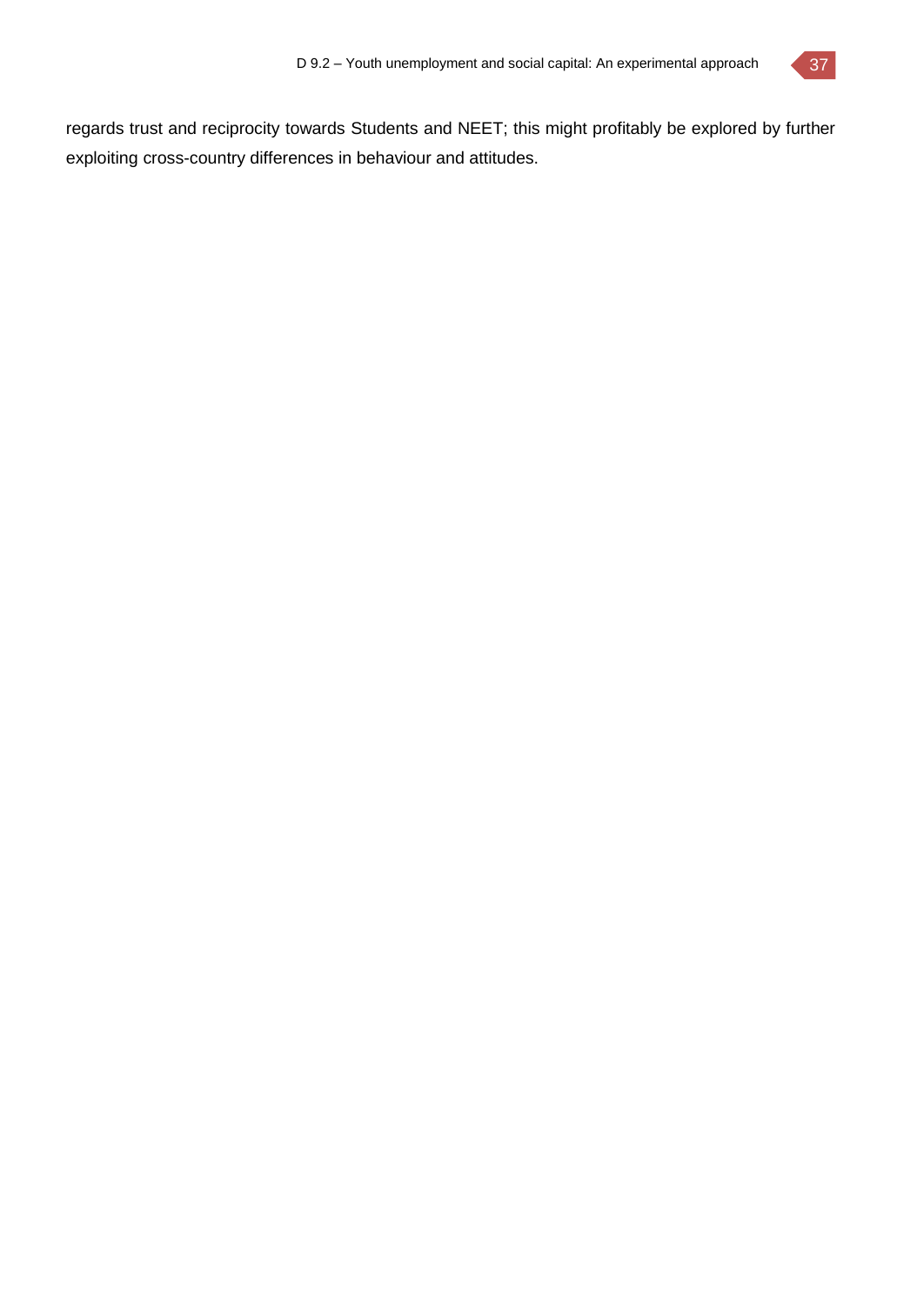regards trust and reciprocity towards Students and NEET; this might profitably be explored by further exploiting cross-country differences in behaviour and attitudes.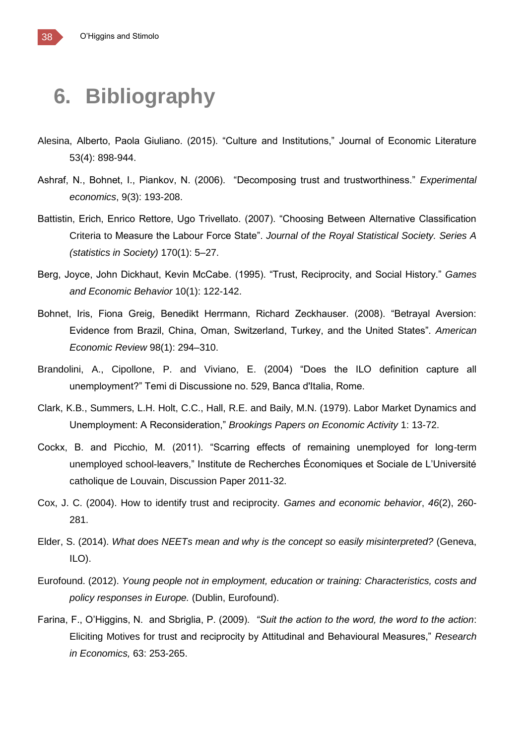# 6. Bibliography

Alesina, Alberto, Paola Giuliano. (2015). “Culture and Institutions,” Journal of Economic Literature 53(4): 898-944.

Ashraf, N., Bohnet, I., Piankov, N. (2006). “Decomposing trust and trustworthiness.” *Experimental economics*, 9(3): 193-208.

Battistin, Erich, Enrico Rettore, Ugo Trivellato. (2007). “Choosing Between Alternative Classification Criteria to Measure the Labour Force State”. *Journal of the Royal Statistical Society. Series A (statistics in Society)* 170(1): 5–27.

Berg, Joyce, John Dickhaut, Kevin McCabe. (1995). “Trust, Reciprocity, and Social History.” *Games and Economic Behavior* 10(1): 122-142.

Bohnet, Iris, Fiona Greig, Benedikt Herrmann, Richard Zeckhauser. (2008). “Betrayal Aversion: Evidence from Brazil, China, Oman, Switzerland, Turkey, and the United States”. *American Economic Review* 98(1): 294–310.

Brandolini, A., Cipollone, P. and Viviano, E. (2004) “Does the ILO definition capture all unemployment?” Temi di Discussione no. 529, Banca d'Italia, Rome.

Clark, K.B., Summers, L.H. Holt, C.C., Hall, R.E. and Baily, M.N. (1979). Labor Market Dynamics and Unemployment: A Reconsideration,” *Brookings Papers on Economic Activity* 1: 13-72.

Cockx, B. and Picchio, M. (2011). “Scarring effects of remaining unemployed for long-term unemployed school-leavers,” Institute de Recherches Économiques et Sociale de L’Université catholique de Louvain, Discussion Paper 2011-32.

Cox, J. C. (2004). How to identify trust and reciprocity. *Games and economic behavior*, *46*(2), 260-281.

Elder, S. (2014). *What does NEETs mean and why is the concept so easily misinterpreted?* (Geneva, ILO).

Eurofound. (2012). *Young people not in employment, education or training: Characteristics, costs and policy responses in Europe.* (Dublin, Eurofound).

Farina, F., O’Higgins, N. and Sbriglia, P. (2009). *“Suit the action to the word, the word to the action*: Eliciting Motives for trust and reciprocity by Attitudinal and Behavioural Measures,” *Research in Economics,* 63: 253-265.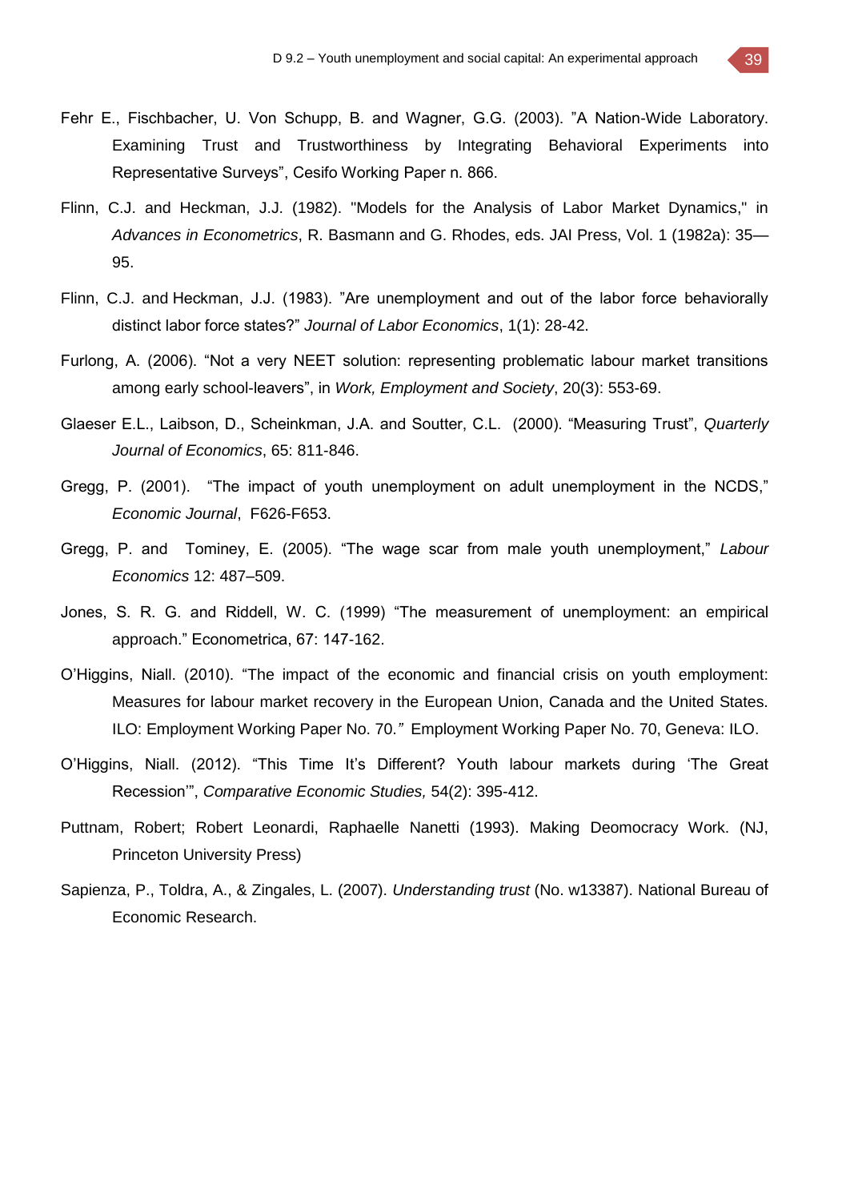Fehr E., Fischbacher, U. Von Schupp, B. and Wagner, G.G. (2003). ”A Nation-Wide Laboratory. Examining Trust and Trustworthiness by Integrating Behavioral Experiments into Representative Surveys”, Cesifo Working Paper n. 866.

Flinn, C.J. and Heckman, J.J. (1982). "Models for the Analysis of Labor Market Dynamics," in *Advances in Econometrics*, R. Basmann and G. Rhodes, eds. JAI Press, Vol. 1 (1982a): 35—95.

Flinn, C.J. and Heckman, J.J. (1983). ”Are unemployment and out of the labor force behaviorally distinct labor force states?” *Journal of Labor Economics*, 1(1): 28-42.

Furlong, A. (2006). “Not a very NEET solution: representing problematic labour market transitions among early school-leavers”, in *Work, Employment and Society*, 20(3): 553-69.

Glaeser E.L., Laibson, D., Scheinkman, J.A. and Soutter, C.L. (2000). “Measuring Trust”, *Quarterly Journal of Economics*, 65: 811-846.

Gregg, P. (2001). “The impact of youth unemployment on adult unemployment in the NCDS,” *Economic Journal*, F626-F653.

Gregg, P. and Tominey, E. (2005). “The wage scar from male youth unemployment,” *Labour Economics* 12: 487–509.

Jones, S. R. G. and Riddell, W. C. (1999) “The measurement of unemployment: an empirical approach.” Econometrica, 67: 147-162.

O’Higgins, Niall. (2010). “The impact of the economic and financial crisis on youth employment: Measures for labour market recovery in the European Union, Canada and the United States. ILO: Employment Working Paper No. 70.*”* Employment Working Paper No. 70, Geneva: ILO.

O’Higgins, Niall. (2012). “This Time It’s Different? Youth labour markets during ‘The Great Recession’”, *Comparative Economic Studies,* 54(2): 395-412.

Puttnam, Robert; Robert Leonardi, Raphaelle Nanetti (1993). Making Deomocracy Work. (NJ, Princeton University Press)

Sapienza, P., Toldra, A., & Zingales, L. (2007). *Understanding trust* (No. w13387). National Bureau of Economic Research.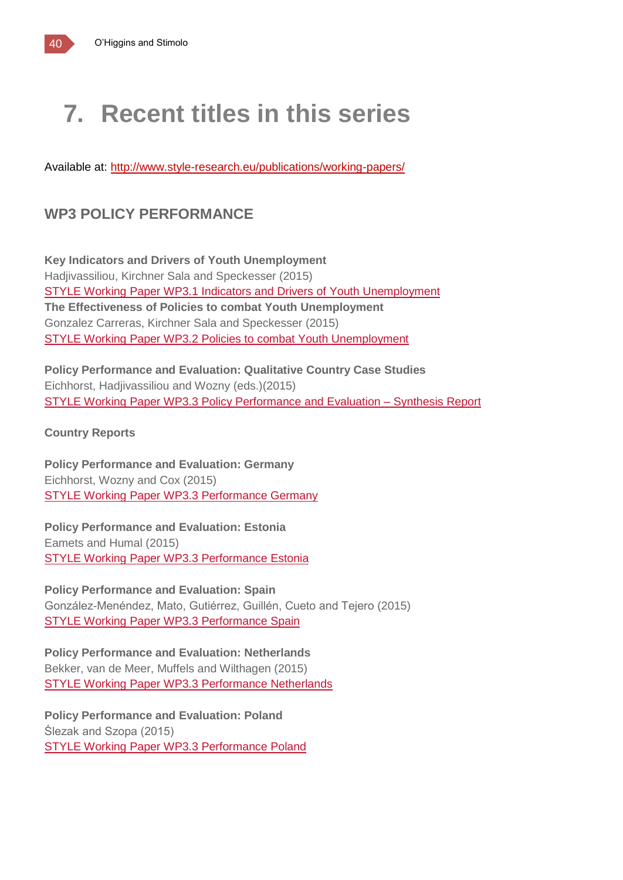# 7. Recent titles in this series

Available at: [http://www.style-research.eu/publications/working-papers/](http://www.style-research.eu/publications/working-papers/)

## WP3 POLICY PERFORMANCE

**Key Indicators and Drivers of Youth Unemployment**
Hadjivassiliou, Kirchner Sala and Speckesser (2015)
STYLE Working Paper WP3.1 Indicators and Drivers of Youth Unemployment
**The Effectiveness of Policies to combat Youth Unemployment**
Gonzalez Carreras, Kirchner Sala and Speckesser (2015)
STYLE Working Paper WP3.2 Policies to combat Youth Unemployment

**Policy Performance and Evaluation: Qualitative Country Case Studies**
Eichhorst, Hadjivassiliou and Wozny (eds.)(2015)
STYLE Working Paper WP3.3 Policy Performance and Evaluation – Synthesis Report

**Country Reports**

**Policy Performance and Evaluation: Germany**
Eichhorst, Wozny and Cox (2015)
STYLE Working Paper WP3.3 Performance Germany

**Policy Performance and Evaluation: Estonia**
Eamets and Humal (2015)
STYLE Working Paper WP3.3 Performance Estonia

**Policy Performance and Evaluation: Spain**
González-Menéndez, Mato, Gutiérrez, Guillén, Cueto and Tejero (2015)
STYLE Working Paper WP3.3 Performance Spain

**Policy Performance and Evaluation: Netherlands**
Bekker, van de Meer, Muffels and Wilthagen (2015)
STYLE Working Paper WP3.3 Performance Netherlands

**Policy Performance and Evaluation: Poland**
Ślezak and Szopa (2015)
STYLE Working Paper WP3.3 Performance Poland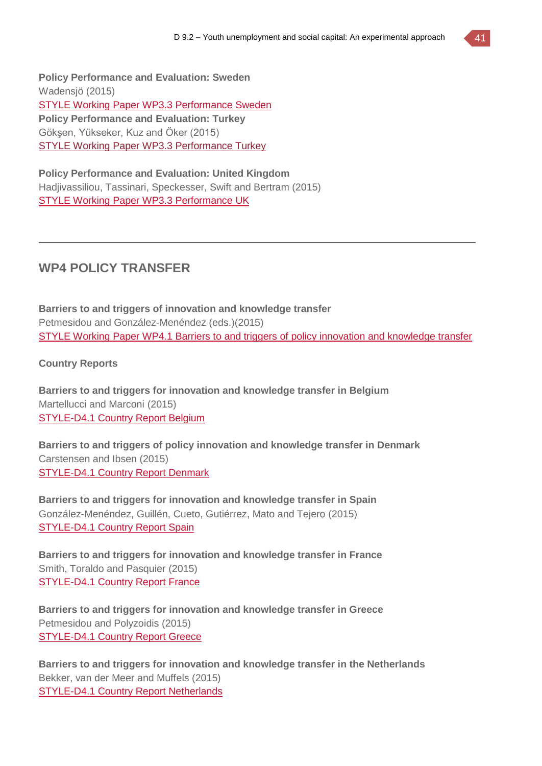**Policy Performance and Evaluation: Sweden**
Wadensjö (2015)
STYLE Working Paper WP3.3 Performance Sweden
**Policy Performance and Evaluation: Turkey**
Gökşen, Yükseker, Kuz and Öker (2015)
STYLE Working Paper WP3.3 Performance Turkey

**Policy Performance and Evaluation: United Kingdom**
Hadjivassiliou, Tassinari, Speckesser, Swift and Bertram (2015)
STYLE Working Paper WP3.3 Performance UK

---

## WP4 POLICY TRANSFER

**Barriers to and triggers of innovation and knowledge transfer**
Petmesidou and González-Menéndez (eds.)(2015)
STYLE Working Paper WP4.1 Barriers to and triggers of policy innovation and knowledge transfer

**Country Reports**

**Barriers to and triggers for innovation and knowledge transfer in Belgium**
Martellucci and Marconi (2015)
STYLE-D4.1 Country Report Belgium

**Barriers to and triggers of policy innovation and knowledge transfer in Denmark**
Carstensen and Ibsen (2015)
STYLE-D4.1 Country Report Denmark

**Barriers to and triggers for innovation and knowledge transfer in Spain**
González-Menéndez, Guillén, Cueto, Gutiérrez, Mato and Tejero (2015)
STYLE-D4.1 Country Report Spain

**Barriers to and triggers for innovation and knowledge transfer in France**
Smith, Toraldo and Pasquier (2015)
STYLE-D4.1 Country Report France

**Barriers to and triggers for innovation and knowledge transfer in Greece**
Petmesidou and Polyzoidis (2015)
STYLE-D4.1 Country Report Greece

**Barriers to and triggers for innovation and knowledge transfer in the Netherlands**
Bekker, van der Meer and Muffels (2015)
STYLE-D4.1 Country Report Netherlands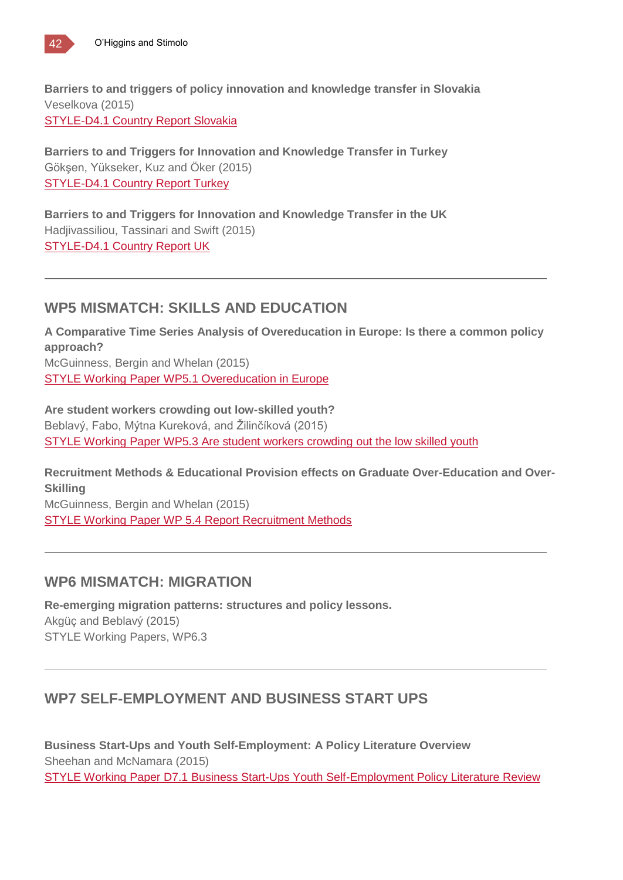**Barriers to and triggers of policy innovation and knowledge transfer in Slovakia**
Veselkova (2015)
STYLE-D4.1 Country Report Slovakia

**Barriers to and Triggers for Innovation and Knowledge Transfer in Turkey**
Gökşen, Yükseker, Kuz and Öker (2015)
STYLE-D4.1 Country Report Turkey

**Barriers to and Triggers for Innovation and Knowledge Transfer in the UK**
Hadjivassiliou, Tassinari and Swift (2015)
STYLE-D4.1 Country Report UK

---

## WP5 MISMATCH: SKILLS AND EDUCATION

**A Comparative Time Series Analysis of Overeducation in Europe: Is there a common policy approach?**
McGuinness, Bergin and Whelan (2015)
STYLE Working Paper WP5.1 Overeducation in Europe

**Are student workers crowding out low-skilled youth?**
Beblavý, Fabo, Mýtna Kureková, and Žilinčíková (2015)
STYLE Working Paper WP5.3 Are student workers crowding out the low skilled youth

**Recruitment Methods & Educational Provision effects on Graduate Over-Education and Over-Skilling**
McGuinness, Bergin and Whelan (2015)
STYLE Working Paper WP 5.4 Report Recruitment Methods

---

## WP6 MISMATCH: MIGRATION

**Re-emerging migration patterns: structures and policy lessons.**
Akgüç and Beblavý (2015)
STYLE Working Papers, WP6.3

---

## WP7 SELF-EMPLOYMENT AND BUSINESS START UPS

**Business Start-Ups and Youth Self-Employment: A Policy Literature Overview**
Sheehan and McNamara (2015)
STYLE Working Paper D7.1 Business Start-Ups Youth Self-Employment Policy Literature Review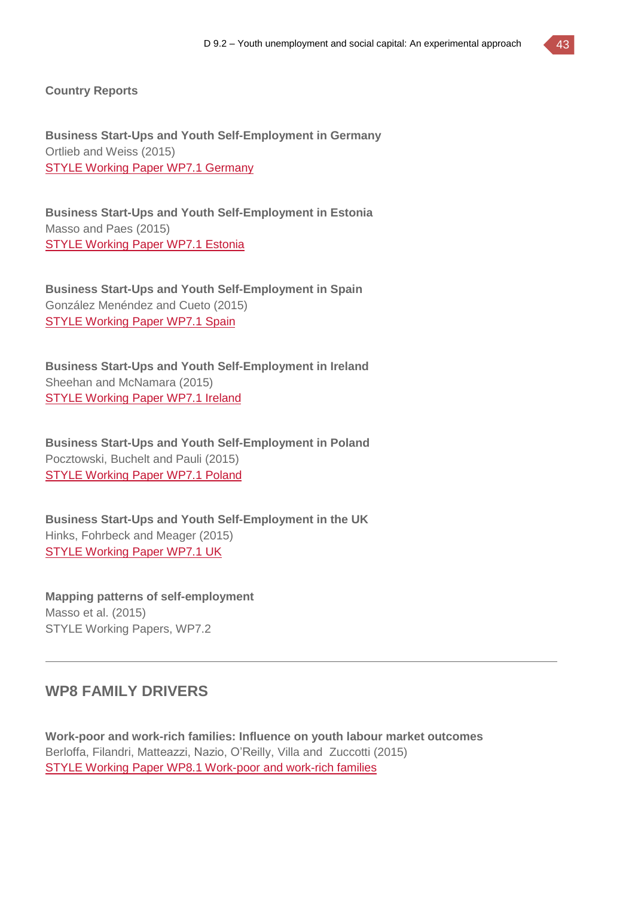**Country Reports**

**Business Start-Ups and Youth Self-Employment in Germany**
Ortlieb and Weiss (2015)
STYLE Working Paper WP7.1 Germany

**Business Start-Ups and Youth Self-Employment in Estonia**
Masso and Paes (2015)
STYLE Working Paper WP7.1 Estonia

**Business Start-Ups and Youth Self-Employment in Spain**
González Menéndez and Cueto (2015)
STYLE Working Paper WP7.1 Spain

**Business Start-Ups and Youth Self-Employment in Ireland**
Sheehan and McNamara (2015)
STYLE Working Paper WP7.1 Ireland

**Business Start-Ups and Youth Self-Employment in Poland**
Pocztowski, Buchelt and Pauli (2015)
STYLE Working Paper WP7.1 Poland

**Business Start-Ups and Youth Self-Employment in the UK**
Hinks, Fohrbeck and Meager (2015)
STYLE Working Paper WP7.1 UK

**Mapping patterns of self-employment**
Masso et al. (2015)
STYLE Working Papers, WP7.2

---

## WP8 FAMILY DRIVERS

**Work-poor and work-rich families: Influence on youth labour market outcomes**
Berloffa, Filandri, Matteazzi, Nazio, O'Reilly, Villa and Zuccotti (2015)
STYLE Working Paper WP8.1 Work-poor and work-rich families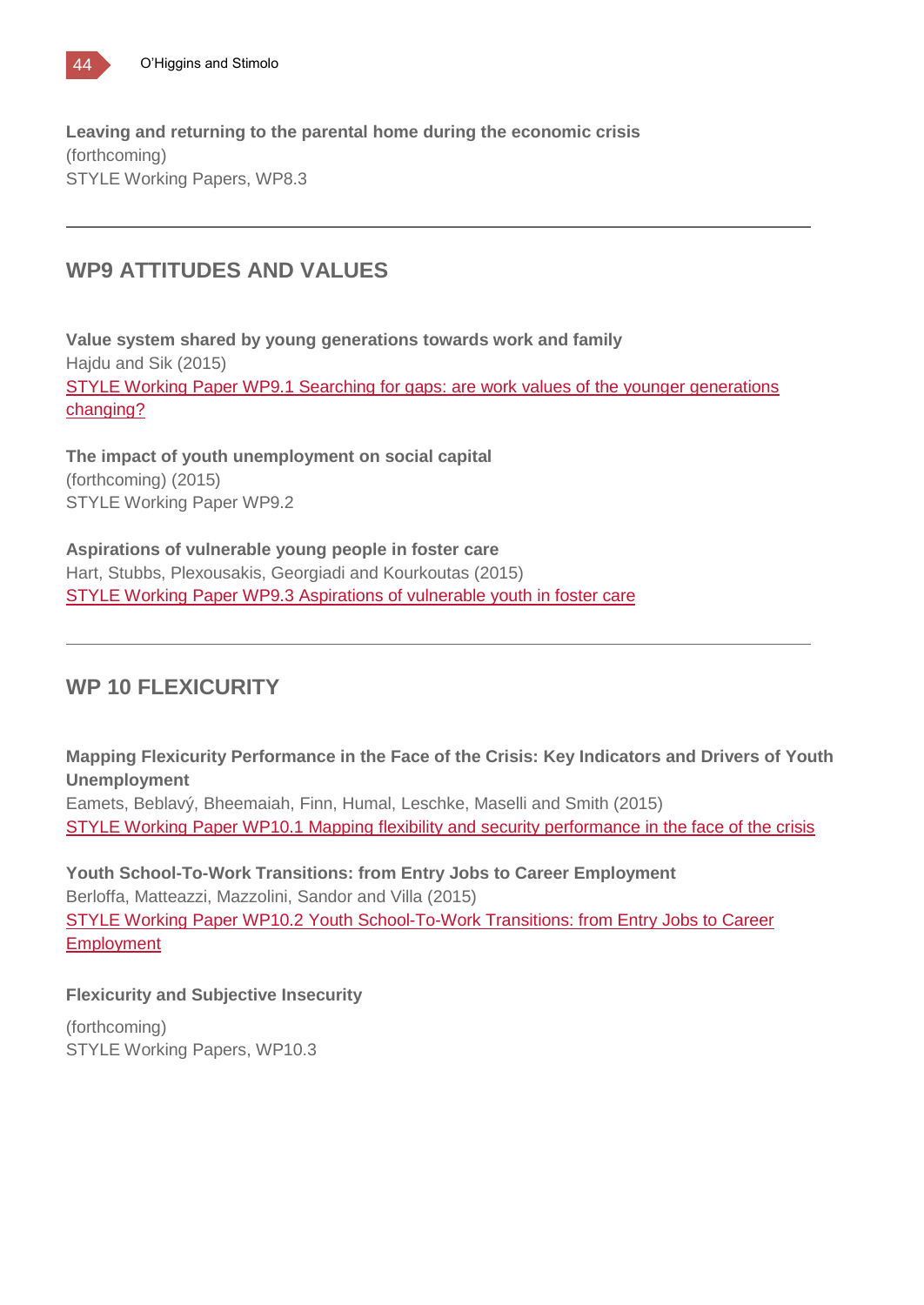**Leaving and returning to the parental home during the economic crisis**
(forthcoming)
STYLE Working Papers, WP8.3

---

## WP9 ATTITUDES AND VALUES

**Value system shared by young generations towards work and family**
Hajdu and Sik (2015)
STYLE Working Paper WP9.1 Searching for gaps: are work values of the younger generations changing?

**The impact of youth unemployment on social capital**
(forthcoming) (2015)
STYLE Working Paper WP9.2

**Aspirations of vulnerable young people in foster care**
Hart, Stubbs, Plexousakis, Georgiadi and Kourkoutas (2015)
STYLE Working Paper WP9.3 Aspirations of vulnerable youth in foster care

---

## WP 10 FLEXICURITY

**Mapping Flexicurity Performance in the Face of the Crisis: Key Indicators and Drivers of Youth Unemployment**
Eamets, Beblavý, Bheemaiah, Finn, Humal, Leschke, Maselli and Smith (2015)
STYLE Working Paper WP10.1 Mapping flexibility and security performance in the face of the crisis

**Youth School-To-Work Transitions: from Entry Jobs to Career Employment**
Berloffa, Matteazzi, Mazzolini, Sandor and Villa (2015)
STYLE Working Paper WP10.2 Youth School-To-Work Transitions: from Entry Jobs to Career Employment

**Flexicurity and Subjective Insecurity**

(forthcoming)
STYLE Working Papers, WP10.3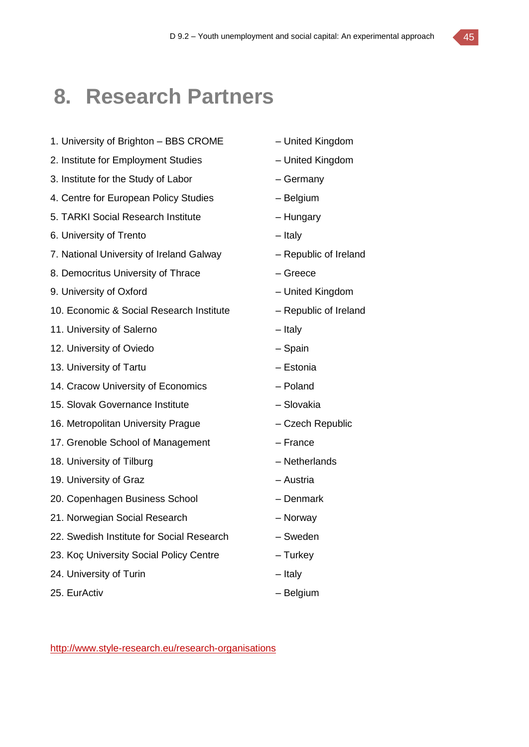# 8. Research Partners

1. University of Brighton – BBS CROME – United Kingdom
2. Institute for Employment Studies – United Kingdom
3. Institute for the Study of Labor – Germany
4. Centre for European Policy Studies – Belgium
5. TARKI Social Research Institute – Hungary
6. University of Trento – Italy
7. National University of Ireland Galway – Republic of Ireland
8. Democritus University of Thrace – Greece
9. University of Oxford – United Kingdom
10. Economic & Social Research Institute – Republic of Ireland
11. University of Salerno – Italy
12. University of Oviedo – Spain
13. University of Tartu – Estonia
14. Cracow University of Economics – Poland
15. Slovak Governance Institute – Slovakia
16. Metropolitan University Prague – Czech Republic
17. Grenoble School of Management – France
18. University of Tilburg – Netherlands
19. University of Graz – Austria
20. Copenhagen Business School – Denmark
21. Norwegian Social Research – Norway
22. Swedish Institute for Social Research – Sweden
23. Koç University Social Policy Centre – Turkey
24. University of Turin – Italy
25. EurActiv – Belgium

http://www.style-research.eu/research-organisations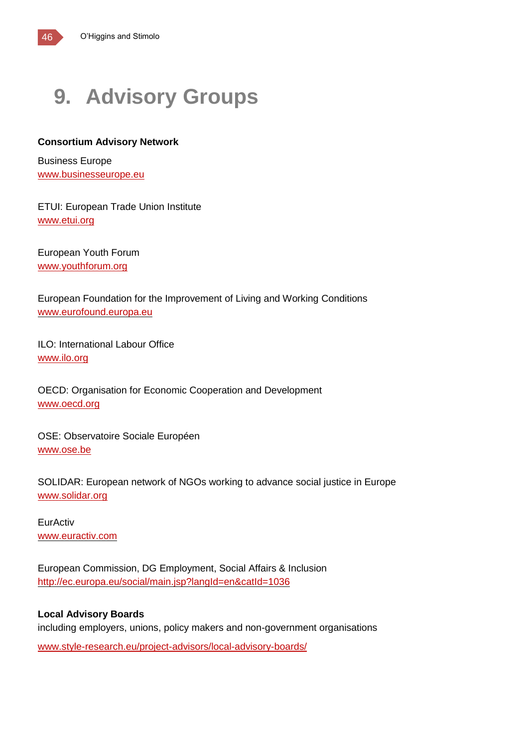# 9. Advisory Groups

**Consortium Advisory Network**

Business Europe
www.businesseurope.eu

ETUI: European Trade Union Institute
www.etui.org

European Youth Forum
www.youthforum.org

European Foundation for the Improvement of Living and Working Conditions
www.eurofound.europa.eu

ILO: International Labour Office
www.ilo.org

OECD: Organisation for Economic Cooperation and Development
www.oecd.org

OSE: Observatoire Sociale Européen
www.ose.be

SOLIDAR: European network of NGOs working to advance social justice in Europe
www.solidar.org

EurActiv
www.euractiv.com

European Commission, DG Employment, Social Affairs & Inclusion
http://ec.europa.eu/social/main.jsp?langId=en&catId=1036

**Local Advisory Boards**
including employers, unions, policy makers and non-government organisations

www.style-research.eu/project-advisors/local-advisory-boards/